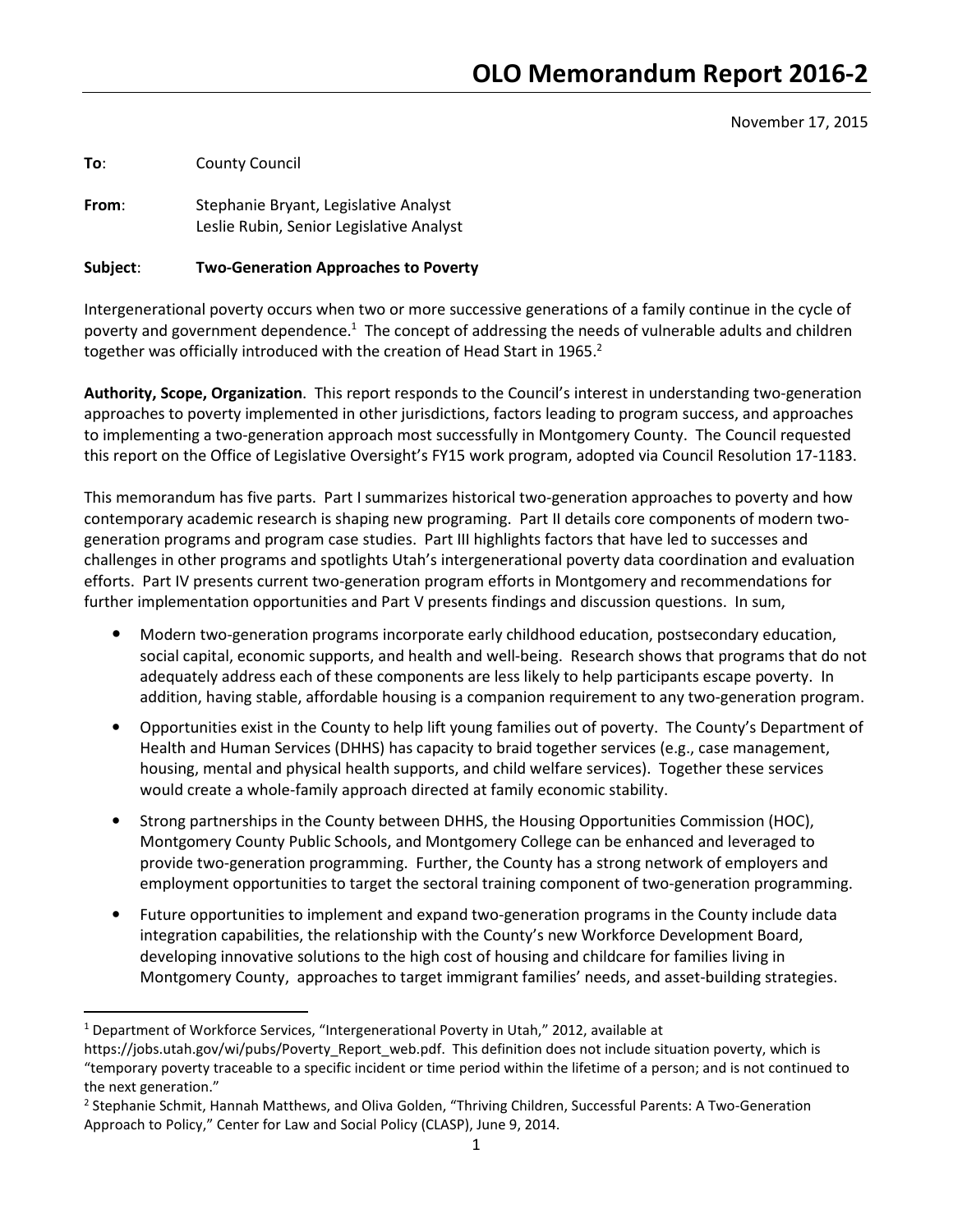# OLO Memorandum Report 2016-2

November 17, 2015

**To**: County Council

**From**: Stephanie Bryant, Legislative Analyst
Leslie Rubin, Senior Legislative Analyst

**Subject**: **Two-Generation Approaches to Poverty**

Intergenerational poverty occurs when two or more successive generations of a family continue in the cycle of poverty and government dependence.[1] The concept of addressing the needs of vulnerable adults and children together was officially introduced with the creation of Head Start in 1965.[2]

**Authority, Scope, Organization**. This report responds to the Council's interest in understanding two-generation approaches to poverty implemented in other jurisdictions, factors leading to program success, and approaches to implementing a two-generation approach most successfully in Montgomery County. The Council requested this report on the Office of Legislative Oversight's FY15 work program, adopted via Council Resolution 17-1183.

This memorandum has five parts. Part I summarizes historical two-generation approaches to poverty and how contemporary academic research is shaping new programing. Part II details core components of modern two-generation programs and program case studies. Part III highlights factors that have led to successes and challenges in other programs and spotlights Utah's intergenerational poverty data coordination and evaluation efforts. Part IV presents current two-generation program efforts in Montgomery and recommendations for further implementation opportunities and Part V presents findings and discussion questions. In sum,

- Modern two-generation programs incorporate early childhood education, postsecondary education, social capital, economic supports, and health and well-being. Research shows that programs that do not adequately address each of these components are less likely to help participants escape poverty. In addition, having stable, affordable housing is a companion requirement to any two-generation program.
- Opportunities exist in the County to help lift young families out of poverty. The County's Department of Health and Human Services (DHHS) has capacity to braid together services (e.g., case management, housing, mental and physical health supports, and child welfare services). Together these services would create a whole-family approach directed at family economic stability.
- Strong partnerships in the County between DHHS, the Housing Opportunities Commission (HOC), Montgomery County Public Schools, and Montgomery College can be enhanced and leveraged to provide two-generation programming. Further, the County has a strong network of employers and employment opportunities to target the sectoral training component of two-generation programming.
- Future opportunities to implement and expand two-generation programs in the County include data integration capabilities, the relationship with the County's new Workforce Development Board, developing innovative solutions to the high cost of housing and childcare for families living in Montgomery County, approaches to target immigrant families' needs, and asset-building strategies.

---

[1] Department of Workforce Services, "Intergenerational Poverty in Utah," 2012, available at https://jobs.utah.gov/wi/pubs/Poverty_Report_web.pdf. This definition does not include situation poverty, which is "temporary poverty traceable to a specific incident or time period within the lifetime of a person; and is not continued to the next generation."

[2] Stephanie Schmit, Hannah Matthews, and Oliva Golden, "Thriving Children, Successful Parents: A Two-Generation Approach to Policy," Center for Law and Social Policy (CLASP), June 9, 2014.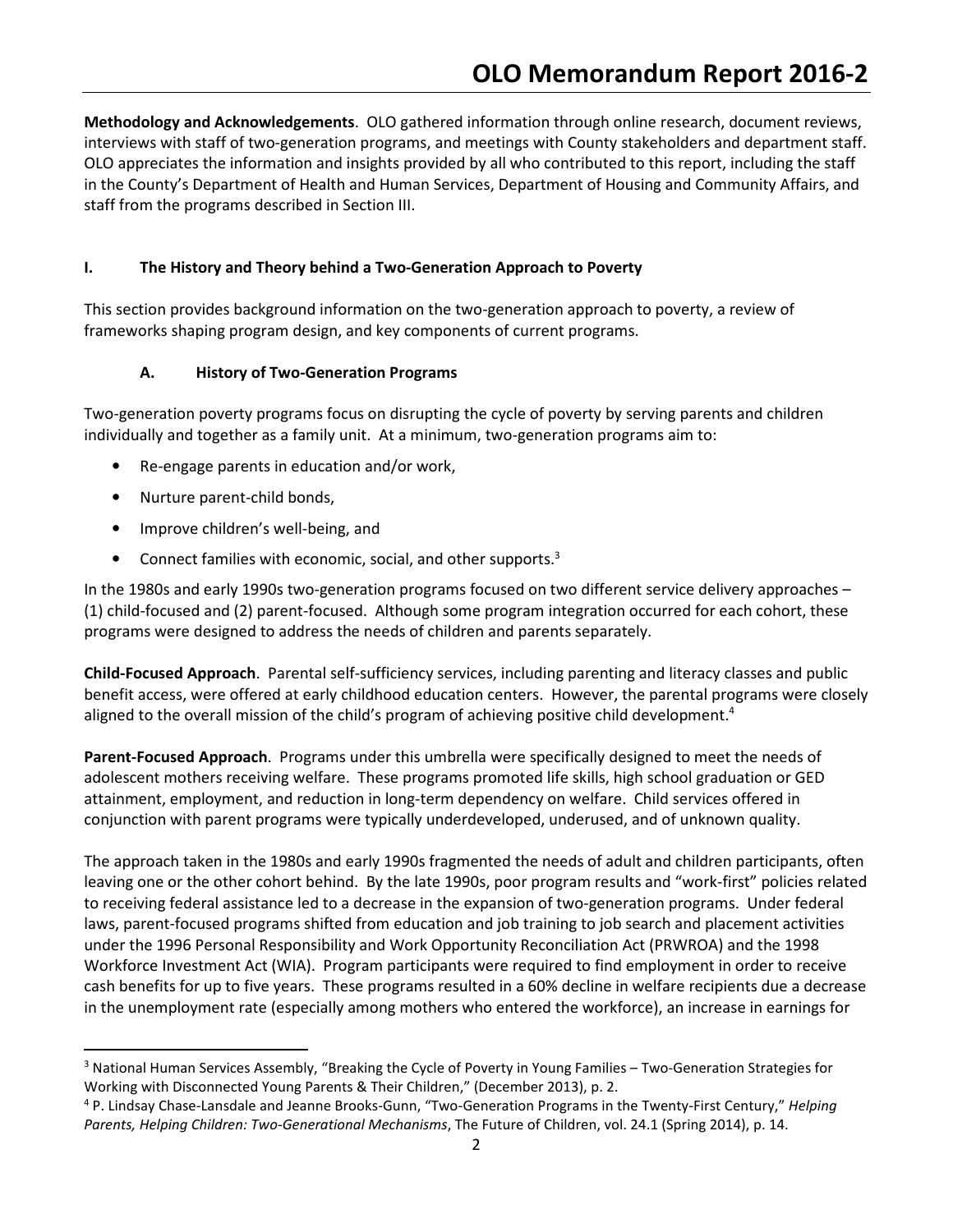**Methodology and Acknowledgements**. OLO gathered information through online research, document reviews, interviews with staff of two-generation programs, and meetings with County stakeholders and department staff. OLO appreciates the information and insights provided by all who contributed to this report, including the staff in the County's Department of Health and Human Services, Department of Housing and Community Affairs, and staff from the programs described in Section III.

## I. The History and Theory behind a Two-Generation Approach to Poverty

This section provides background information on the two-generation approach to poverty, a review of frameworks shaping program design, and key components of current programs.

### A. History of Two-Generation Programs

Two-generation poverty programs focus on disrupting the cycle of poverty by serving parents and children individually and together as a family unit. At a minimum, two-generation programs aim to:

- Re-engage parents in education and/or work,
- Nurture parent-child bonds,
- Improve children's well-being, and
- Connect families with economic, social, and other supports.[3]

In the 1980s and early 1990s two-generation programs focused on two different service delivery approaches – (1) child-focused and (2) parent-focused. Although some program integration occurred for each cohort, these programs were designed to address the needs of children and parents separately.

**Child-Focused Approach**. Parental self-sufficiency services, including parenting and literacy classes and public benefit access, were offered at early childhood education centers. However, the parental programs were closely aligned to the overall mission of the child's program of achieving positive child development.[4]

**Parent-Focused Approach**. Programs under this umbrella were specifically designed to meet the needs of adolescent mothers receiving welfare. These programs promoted life skills, high school graduation or GED attainment, employment, and reduction in long-term dependency on welfare. Child services offered in conjunction with parent programs were typically underdeveloped, underused, and of unknown quality.

The approach taken in the 1980s and early 1990s fragmented the needs of adult and children participants, often leaving one or the other cohort behind. By the late 1990s, poor program results and "work-first" policies related to receiving federal assistance led to a decrease in the expansion of two-generation programs. Under federal laws, parent-focused programs shifted from education and job training to job search and placement activities under the 1996 Personal Responsibility and Work Opportunity Reconciliation Act (PRWROA) and the 1998 Workforce Investment Act (WIA). Program participants were required to find employment in order to receive cash benefits for up to five years. These programs resulted in a 60% decline in welfare recipients due a decrease in the unemployment rate (especially among mothers who entered the workforce), an increase in earnings for

---

[3] National Human Services Assembly, "Breaking the Cycle of Poverty in Young Families – Two-Generation Strategies for Working with Disconnected Young Parents & Their Children," (December 2013), p. 2.

[4] P. Lindsay Chase-Lansdale and Jeanne Brooks-Gunn, "Two-Generation Programs in the Twenty-First Century," *Helping Parents, Helping Children: Two-Generational Mechanisms*, The Future of Children, vol. 24.1 (Spring 2014), p. 14.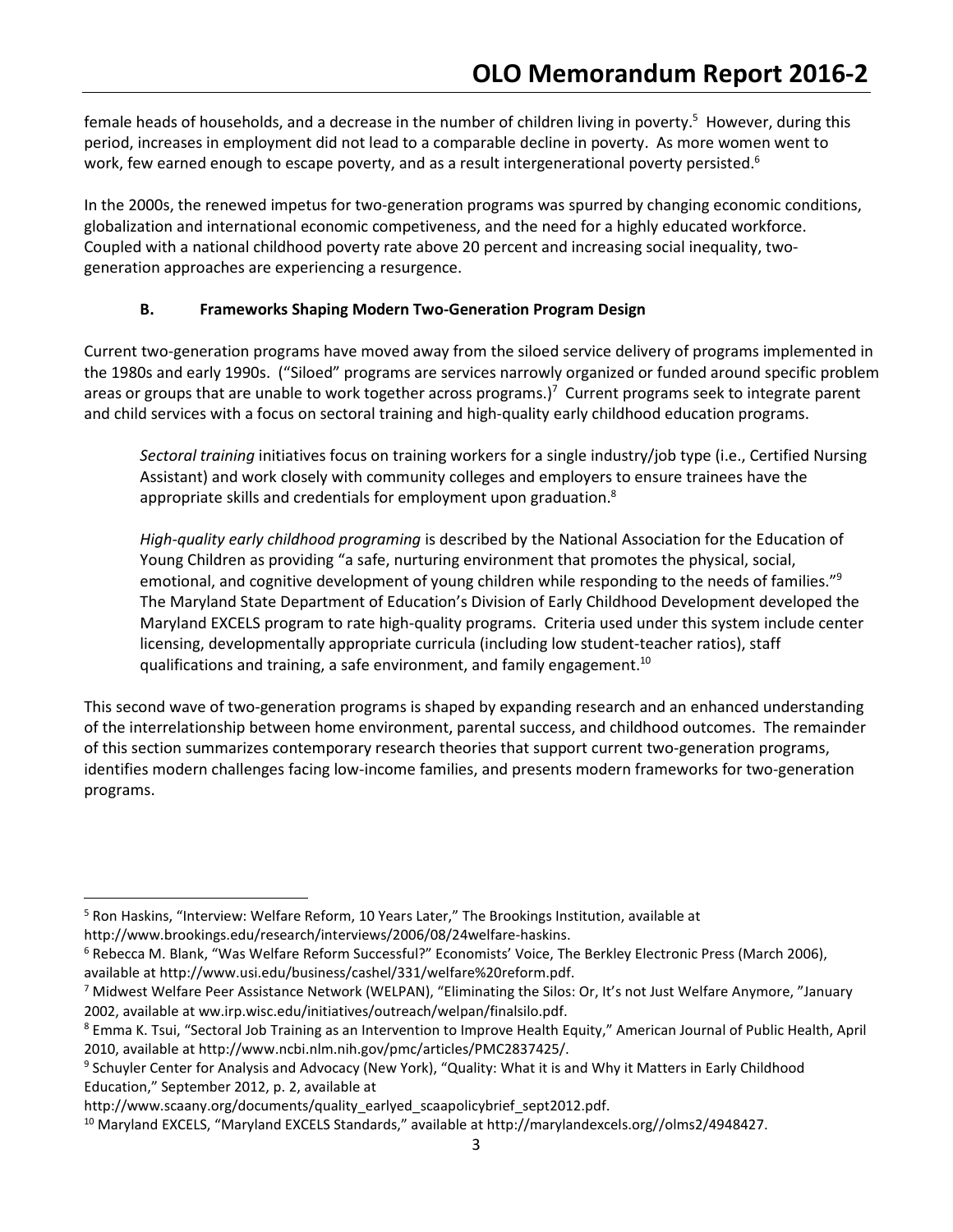female heads of households, and a decrease in the number of children living in poverty.[5] However, during this period, increases in employment did not lead to a comparable decline in poverty. As more women went to work, few earned enough to escape poverty, and as a result intergenerational poverty persisted.[6]

In the 2000s, the renewed impetus for two-generation programs was spurred by changing economic conditions, globalization and international economic competiveness, and the need for a highly educated workforce. Coupled with a national childhood poverty rate above 20 percent and increasing social inequality, two-generation approaches are experiencing a resurgence.

### B. Frameworks Shaping Modern Two-Generation Program Design

Current two-generation programs have moved away from the siloed service delivery of programs implemented in the 1980s and early 1990s. ("Siloed" programs are services narrowly organized or funded around specific problem areas or groups that are unable to work together across programs.)[7] Current programs seek to integrate parent and child services with a focus on sectoral training and high-quality early childhood education programs.

> *Sectoral training* initiatives focus on training workers for a single industry/job type (i.e., Certified Nursing Assistant) and work closely with community colleges and employers to ensure trainees have the appropriate skills and credentials for employment upon graduation.[8]
>
> *High-quality early childhood programing* is described by the National Association for the Education of Young Children as providing "a safe, nurturing environment that promotes the physical, social, emotional, and cognitive development of young children while responding to the needs of families."[9] The Maryland State Department of Education's Division of Early Childhood Development developed the Maryland EXCELS program to rate high-quality programs. Criteria used under this system include center licensing, developmentally appropriate curricula (including low student-teacher ratios), staff qualifications and training, a safe environment, and family engagement.[10]

This second wave of two-generation programs is shaped by expanding research and an enhanced understanding of the interrelationship between home environment, parental success, and childhood outcomes. The remainder of this section summarizes contemporary research theories that support current two-generation programs, identifies modern challenges facing low-income families, and presents modern frameworks for two-generation programs.

---

[5] Ron Haskins, "Interview: Welfare Reform, 10 Years Later," The Brookings Institution, available at http://www.brookings.edu/research/interviews/2006/08/24welfare-haskins.

[6] Rebecca M. Blank, "Was Welfare Reform Successful?" Economists' Voice, The Berkley Electronic Press (March 2006), available at http://www.usi.edu/business/cashel/331/welfare%20reform.pdf.

[7] Midwest Welfare Peer Assistance Network (WELPAN), "Eliminating the Silos: Or, It's not Just Welfare Anymore, "January 2002, available at ww.irp.wisc.edu/initiatives/outreach/welpan/finalsilo.pdf.

[8] Emma K. Tsui, "Sectoral Job Training as an Intervention to Improve Health Equity," American Journal of Public Health, April 2010, available at http://www.ncbi.nlm.nih.gov/pmc/articles/PMC2837425/.

[9] Schuyler Center for Analysis and Advocacy (New York), "Quality: What it is and Why it Matters in Early Childhood Education," September 2012, p. 2, available at http://www.scaany.org/documents/quality_earlyed_scaapolicybrief_sept2012.pdf.

[10] Maryland EXCELS, "Maryland EXCELS Standards," available at http://marylandexcels.org//olms2/4948427.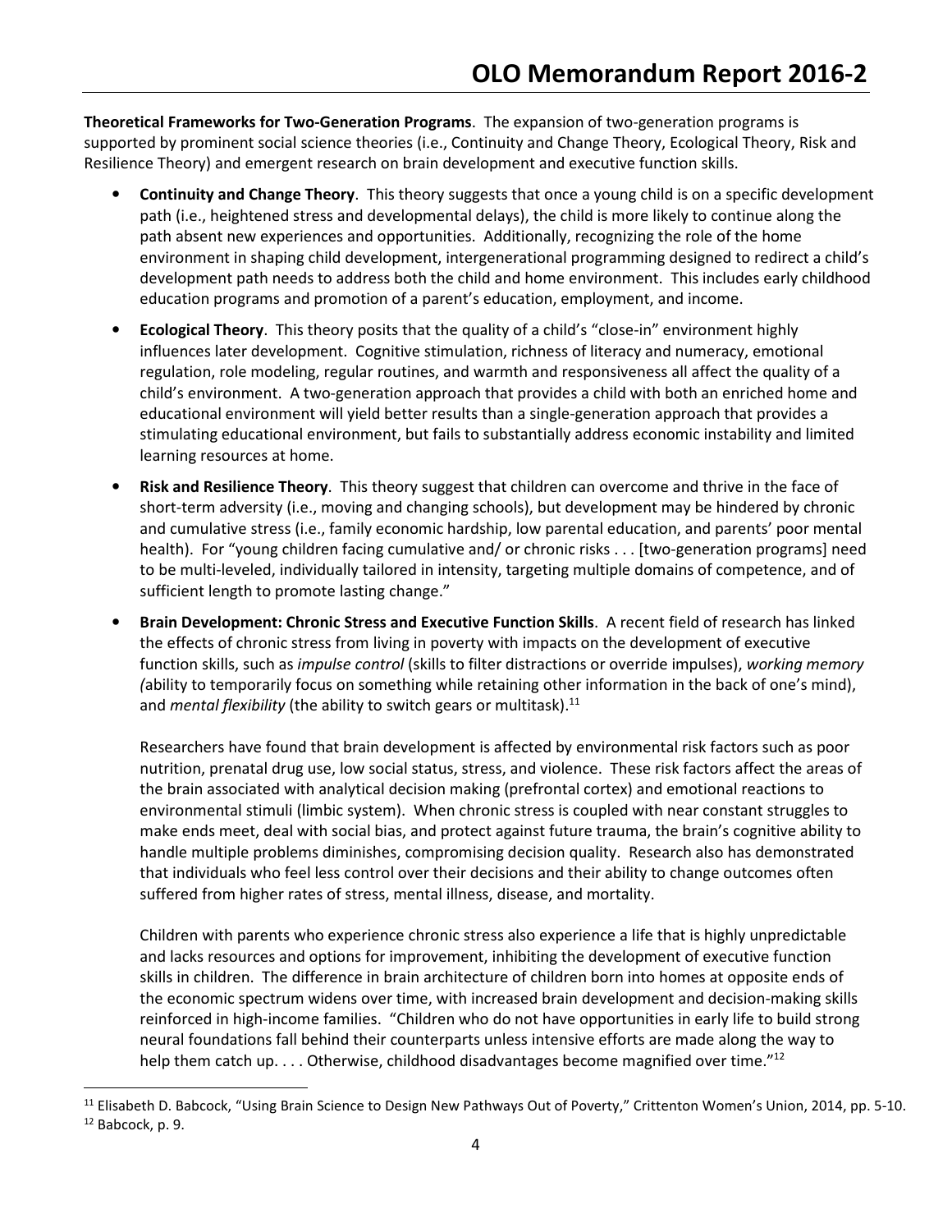**Theoretical Frameworks for Two-Generation Programs**. The expansion of two-generation programs is supported by prominent social science theories (i.e., Continuity and Change Theory, Ecological Theory, Risk and Resilience Theory) and emergent research on brain development and executive function skills.

- **Continuity and Change Theory**. This theory suggests that once a young child is on a specific development path (i.e., heightened stress and developmental delays), the child is more likely to continue along the path absent new experiences and opportunities. Additionally, recognizing the role of the home environment in shaping child development, intergenerational programming designed to redirect a child's development path needs to address both the child and home environment. This includes early childhood education programs and promotion of a parent's education, employment, and income.

- **Ecological Theory**. This theory posits that the quality of a child's "close-in" environment highly influences later development. Cognitive stimulation, richness of literacy and numeracy, emotional regulation, role modeling, regular routines, and warmth and responsiveness all affect the quality of a child's environment. A two-generation approach that provides a child with both an enriched home and educational environment will yield better results than a single-generation approach that provides a stimulating educational environment, but fails to substantially address economic instability and limited learning resources at home.

- **Risk and Resilience Theory**. This theory suggest that children can overcome and thrive in the face of short-term adversity (i.e., moving and changing schools), but development may be hindered by chronic and cumulative stress (i.e., family economic hardship, low parental education, and parents' poor mental health). For "young children facing cumulative and/ or chronic risks . . . [two-generation programs] need to be multi-leveled, individually tailored in intensity, targeting multiple domains of competence, and of sufficient length to promote lasting change."

- **Brain Development: Chronic Stress and Executive Function Skills**. A recent field of research has linked the effects of chronic stress from living in poverty with impacts on the development of executive function skills, such as *impulse control* (skills to filter distractions or override impulses), *working memory* (ability to temporarily focus on something while retaining other information in the back of one's mind), and *mental flexibility* (the ability to switch gears or multitask).[11]

  Researchers have found that brain development is affected by environmental risk factors such as poor nutrition, prenatal drug use, low social status, stress, and violence. These risk factors affect the areas of the brain associated with analytical decision making (prefrontal cortex) and emotional reactions to environmental stimuli (limbic system). When chronic stress is coupled with near constant struggles to make ends meet, deal with social bias, and protect against future trauma, the brain's cognitive ability to handle multiple problems diminishes, compromising decision quality. Research also has demonstrated that individuals who feel less control over their decisions and their ability to change outcomes often suffered from higher rates of stress, mental illness, disease, and mortality.

  Children with parents who experience chronic stress also experience a life that is highly unpredictable and lacks resources and options for improvement, inhibiting the development of executive function skills in children. The difference in brain architecture of children born into homes at opposite ends of the economic spectrum widens over time, with increased brain development and decision-making skills reinforced in high-income families. "Children who do not have opportunities in early life to build strong neural foundations fall behind their counterparts unless intensive efforts are made along the way to help them catch up. . . . Otherwise, childhood disadvantages become magnified over time."[12]

---

[11] Elisabeth D. Babcock, "Using Brain Science to Design New Pathways Out of Poverty," Crittenton Women's Union, 2014, pp. 5-10.

[12] Babcock, p. 9.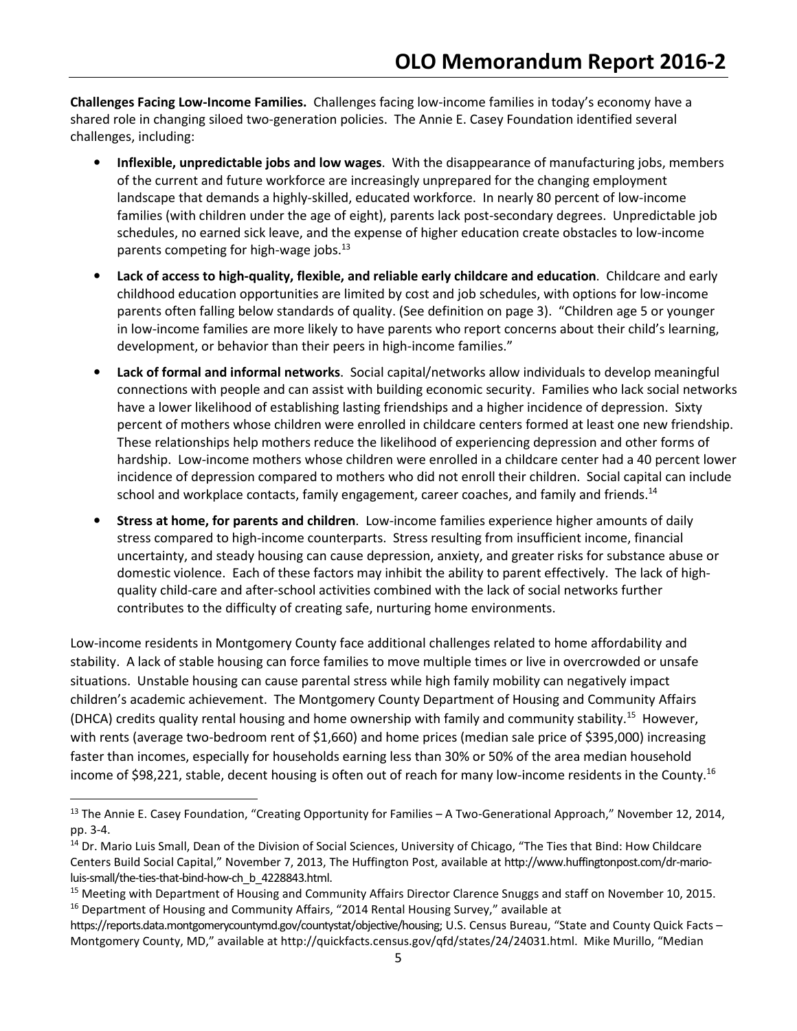**Challenges Facing Low-Income Families.** Challenges facing low-income families in today's economy have a shared role in changing siloed two-generation policies. The Annie E. Casey Foundation identified several challenges, including:

- **Inflexible, unpredictable jobs and low wages**. With the disappearance of manufacturing jobs, members of the current and future workforce are increasingly unprepared for the changing employment landscape that demands a highly-skilled, educated workforce. In nearly 80 percent of low-income families (with children under the age of eight), parents lack post-secondary degrees. Unpredictable job schedules, no earned sick leave, and the expense of higher education create obstacles to low-income parents competing for high-wage jobs.[13]

- **Lack of access to high-quality, flexible, and reliable early childcare and education**. Childcare and early childhood education opportunities are limited by cost and job schedules, with options for low-income parents often falling below standards of quality. (See definition on page 3). "Children age 5 or younger in low-income families are more likely to have parents who report concerns about their child's learning, development, or behavior than their peers in high-income families."

- **Lack of formal and informal networks**. Social capital/networks allow individuals to develop meaningful connections with people and can assist with building economic security. Families who lack social networks have a lower likelihood of establishing lasting friendships and a higher incidence of depression. Sixty percent of mothers whose children were enrolled in childcare centers formed at least one new friendship. These relationships help mothers reduce the likelihood of experiencing depression and other forms of hardship. Low-income mothers whose children were enrolled in a childcare center had a 40 percent lower incidence of depression compared to mothers who did not enroll their children. Social capital can include school and workplace contacts, family engagement, career coaches, and family and friends.[14]

- **Stress at home, for parents and children**. Low-income families experience higher amounts of daily stress compared to high-income counterparts. Stress resulting from insufficient income, financial uncertainty, and steady housing can cause depression, anxiety, and greater risks for substance abuse or domestic violence. Each of these factors may inhibit the ability to parent effectively. The lack of high-quality child-care and after-school activities combined with the lack of social networks further contributes to the difficulty of creating safe, nurturing home environments.

Low-income residents in Montgomery County face additional challenges related to home affordability and stability. A lack of stable housing can force families to move multiple times or live in overcrowded or unsafe situations. Unstable housing can cause parental stress while high family mobility can negatively impact children's academic achievement. The Montgomery County Department of Housing and Community Affairs (DHCA) credits quality rental housing and home ownership with family and community stability.[15] However, with rents (average two-bedroom rent of $1,660) and home prices (median sale price of $395,000) increasing faster than incomes, especially for households earning less than 30% or 50% of the area median household income of $98,221, stable, decent housing is often out of reach for many low-income residents in the County.[16]

---

[13] The Annie E. Casey Foundation, "Creating Opportunity for Families – A Two-Generational Approach," November 12, 2014, pp. 3-4.

[14] Dr. Mario Luis Small, Dean of the Division of Social Sciences, University of Chicago, "The Ties that Bind: How Childcare Centers Build Social Capital," November 7, 2013, The Huffington Post, available at http://www.huffingtonpost.com/dr-mario-luis-small/the-ties-that-bind-how-ch_b_4228843.html.

[15] Meeting with Department of Housing and Community Affairs Director Clarence Snuggs and staff on November 10, 2015.

[16] Department of Housing and Community Affairs, "2014 Rental Housing Survey," available at https://reports.data.montgomerycountymd.gov/countystat/objective/housing; U.S. Census Bureau, "State and County Quick Facts – Montgomery County, MD," available at http://quickfacts.census.gov/qfd/states/24/24031.html. Mike Murillo, "Median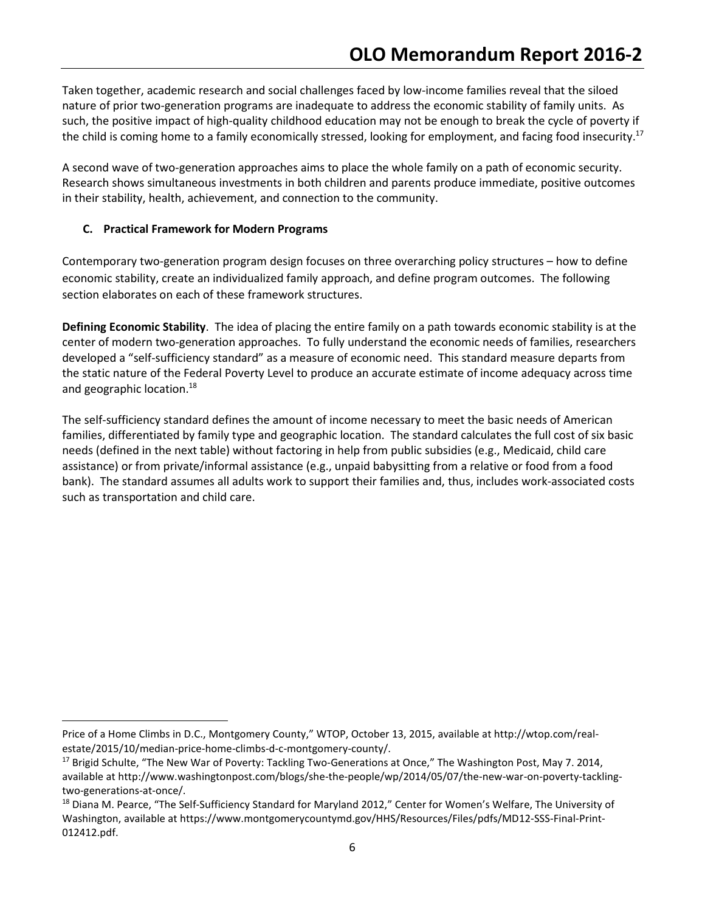Taken together, academic research and social challenges faced by low-income families reveal that the siloed nature of prior two-generation programs are inadequate to address the economic stability of family units. As such, the positive impact of high-quality childhood education may not be enough to break the cycle of poverty if the child is coming home to a family economically stressed, looking for employment, and facing food insecurity.[17]

A second wave of two-generation approaches aims to place the whole family on a path of economic security. Research shows simultaneous investments in both children and parents produce immediate, positive outcomes in their stability, health, achievement, and connection to the community.

### C. Practical Framework for Modern Programs

Contemporary two-generation program design focuses on three overarching policy structures – how to define economic stability, create an individualized family approach, and define program outcomes. The following section elaborates on each of these framework structures.

**Defining Economic Stability**. The idea of placing the entire family on a path towards economic stability is at the center of modern two-generation approaches. To fully understand the economic needs of families, researchers developed a "self-sufficiency standard" as a measure of economic need. This standard measure departs from the static nature of the Federal Poverty Level to produce an accurate estimate of income adequacy across time and geographic location.[18]

The self-sufficiency standard defines the amount of income necessary to meet the basic needs of American families, differentiated by family type and geographic location. The standard calculates the full cost of six basic needs (defined in the next table) without factoring in help from public subsidies (e.g., Medicaid, child care assistance) or from private/informal assistance (e.g., unpaid babysitting from a relative or food from a food bank). The standard assumes all adults work to support their families and, thus, includes work-associated costs such as transportation and child care.

---

Price of a Home Climbs in D.C., Montgomery County," WTOP, October 13, 2015, available at http://wtop.com/real-estate/2015/10/median-price-home-climbs-d-c-montgomery-county/.

[17] Brigid Schulte, "The New War of Poverty: Tackling Two-Generations at Once," The Washington Post, May 7. 2014, available at http://www.washingtonpost.com/blogs/she-the-people/wp/2014/05/07/the-new-war-on-poverty-tackling-two-generations-at-once/.

[18] Diana M. Pearce, "The Self-Sufficiency Standard for Maryland 2012," Center for Women's Welfare, The University of Washington, available at https://www.montgomerycountymd.gov/HHS/Resources/Files/pdfs/MD12-SSS-Final-Print-012412.pdf.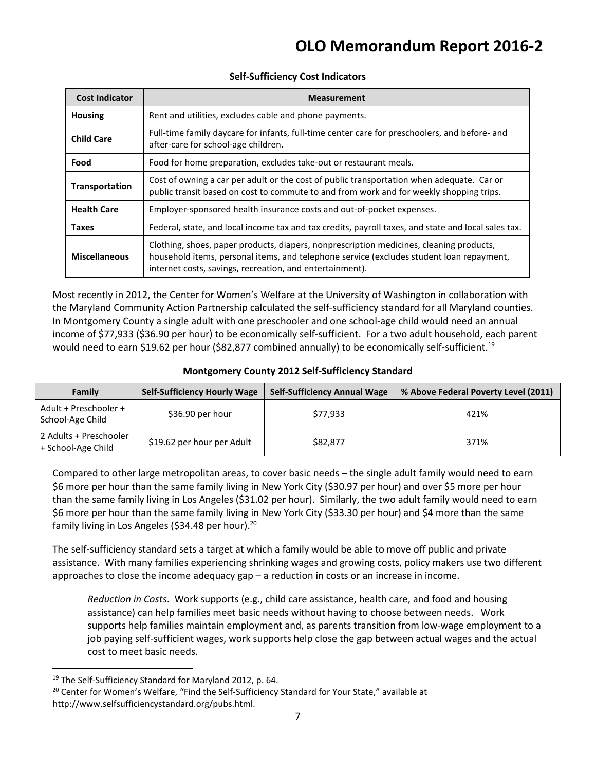**Self-Sufficiency Cost Indicators**

| Cost Indicator | Measurement |
|---|---|
| **Housing** | Rent and utilities, excludes cable and phone payments. |
| **Child Care** | Full-time family daycare for infants, full-time center care for preschoolers, and before- and after-care for school-age children. |
| **Food** | Food for home preparation, excludes take-out or restaurant meals. |
| **Transportation** | Cost of owning a car per adult or the cost of public transportation when adequate. Car or public transit based on cost to commute to and from work and for weekly shopping trips. |
| **Health Care** | Employer-sponsored health insurance costs and out-of-pocket expenses. |
| **Taxes** | Federal, state, and local income tax and tax credits, payroll taxes, and state and local sales tax. |
| **Miscellaneous** | Clothing, shoes, paper products, diapers, nonprescription medicines, cleaning products, household items, personal items, and telephone service (excludes student loan repayment, internet costs, savings, recreation, and entertainment). |

Most recently in 2012, the Center for Women's Welfare at the University of Washington in collaboration with the Maryland Community Action Partnership calculated the self-sufficiency standard for all Maryland counties. In Montgomery County a single adult with one preschooler and one school-age child would need an annual income of $77,933 ($36.90 per hour) to be economically self-sufficient. For a two adult household, each parent would need to earn $19.62 per hour ($82,877 combined annually) to be economically self-sufficient.[19]

**Montgomery County 2012 Self-Sufficiency Standard**

| Family | Self-Sufficiency Hourly Wage | Self-Sufficiency Annual Wage | % Above Federal Poverty Level (2011) |
|---|---|---|---|
| Adult + Preschooler + School-Age Child | $36.90 per hour | $77,933 | 421% |
| 2 Adults + Preschooler + School-Age Child | $19.62 per hour per Adult | $82,877 | 371% |

Compared to other large metropolitan areas, to cover basic needs – the single adult family would need to earn $6 more per hour than the same family living in New York City ($30.97 per hour) and over $5 more per hour than the same family living in Los Angeles ($31.02 per hour). Similarly, the two adult family would need to earn $6 more per hour than the same family living in New York City ($33.30 per hour) and $4 more than the same family living in Los Angeles ($34.48 per hour).[20]

The self-sufficiency standard sets a target at which a family would be able to move off public and private assistance. With many families experiencing shrinking wages and growing costs, policy makers use two different approaches to close the income adequacy gap – a reduction in costs or an increase in income.

> *Reduction in Costs*. Work supports (e.g., child care assistance, health care, and food and housing assistance) can help families meet basic needs without having to choose between needs. Work supports help families maintain employment and, as parents transition from low-wage employment to a job paying self-sufficient wages, work supports help close the gap between actual wages and the actual cost to meet basic needs.

---

[19] The Self-Sufficiency Standard for Maryland 2012, p. 64.

[20] Center for Women's Welfare, "Find the Self-Sufficiency Standard for Your State," available at http://www.selfsufficiencystandard.org/pubs.html.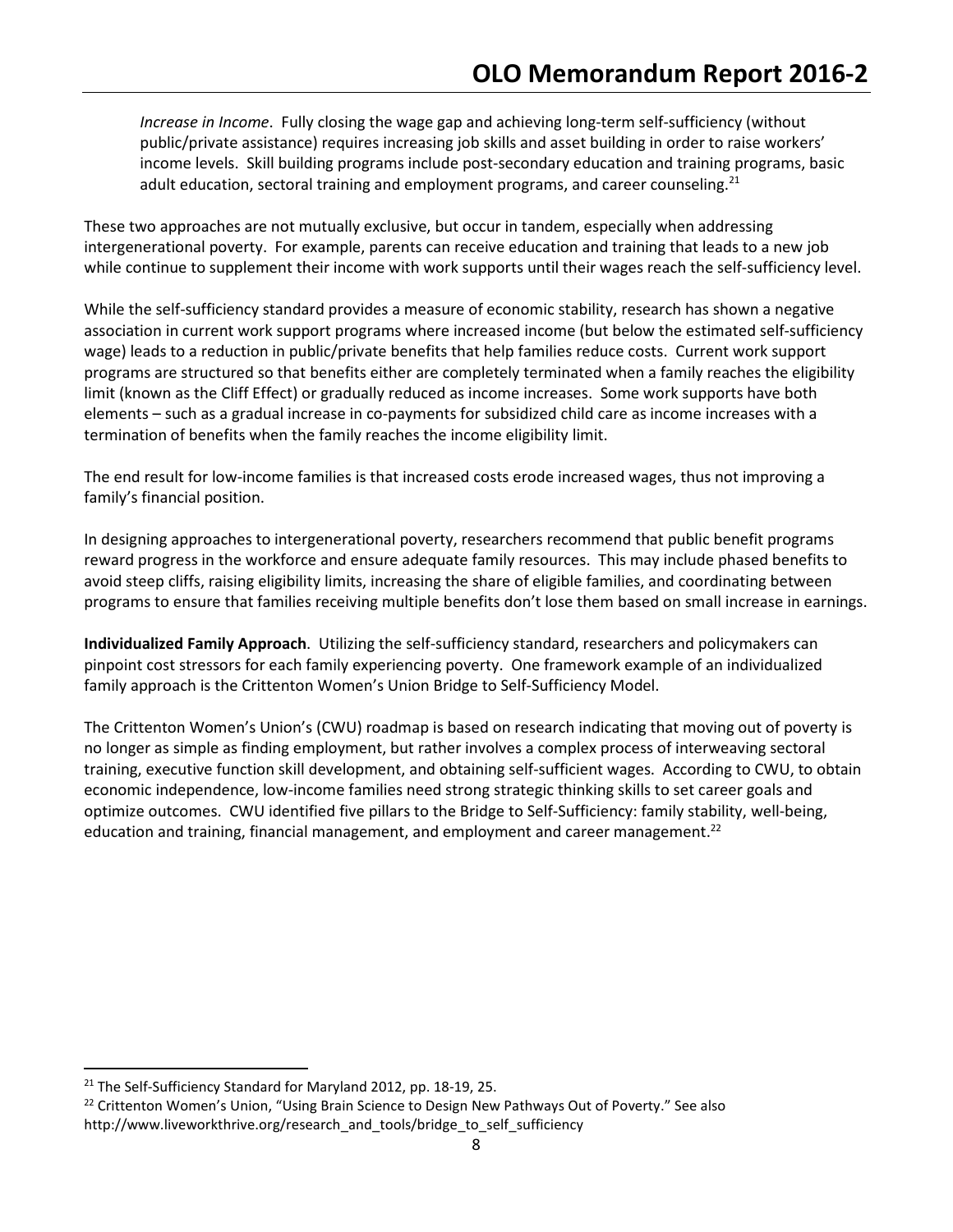*Increase in Income*. Fully closing the wage gap and achieving long-term self-sufficiency (without public/private assistance) requires increasing job skills and asset building in order to raise workers' income levels. Skill building programs include post-secondary education and training programs, basic adult education, sectoral training and employment programs, and career counseling.[21]

These two approaches are not mutually exclusive, but occur in tandem, especially when addressing intergenerational poverty. For example, parents can receive education and training that leads to a new job while continue to supplement their income with work supports until their wages reach the self-sufficiency level.

While the self-sufficiency standard provides a measure of economic stability, research has shown a negative association in current work support programs where increased income (but below the estimated self-sufficiency wage) leads to a reduction in public/private benefits that help families reduce costs. Current work support programs are structured so that benefits either are completely terminated when a family reaches the eligibility limit (known as the Cliff Effect) or gradually reduced as income increases. Some work supports have both elements – such as a gradual increase in co-payments for subsidized child care as income increases with a termination of benefits when the family reaches the income eligibility limit.

The end result for low-income families is that increased costs erode increased wages, thus not improving a family's financial position.

In designing approaches to intergenerational poverty, researchers recommend that public benefit programs reward progress in the workforce and ensure adequate family resources. This may include phased benefits to avoid steep cliffs, raising eligibility limits, increasing the share of eligible families, and coordinating between programs to ensure that families receiving multiple benefits don't lose them based on small increase in earnings.

**Individualized Family Approach**. Utilizing the self-sufficiency standard, researchers and policymakers can pinpoint cost stressors for each family experiencing poverty. One framework example of an individualized family approach is the Crittenton Women's Union Bridge to Self-Sufficiency Model.

The Crittenton Women's Union's (CWU) roadmap is based on research indicating that moving out of poverty is no longer as simple as finding employment, but rather involves a complex process of interweaving sectoral training, executive function skill development, and obtaining self-sufficient wages. According to CWU, to obtain economic independence, low-income families need strong strategic thinking skills to set career goals and optimize outcomes. CWU identified five pillars to the Bridge to Self-Sufficiency: family stability, well-being, education and training, financial management, and employment and career management.[22]

---

[21] The Self-Sufficiency Standard for Maryland 2012, pp. 18-19, 25.

[22] Crittenton Women's Union, "Using Brain Science to Design New Pathways Out of Poverty." See also http://www.liveworkthrive.org/research_and_tools/bridge_to_self_sufficiency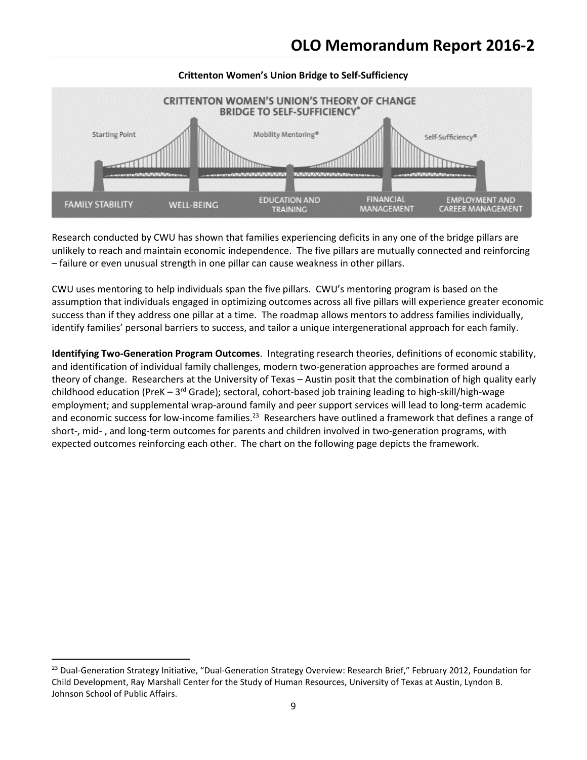**Crittenton Women's Union Bridge to Self-Sufficiency**

CRITTENTON WOMEN'S UNION'S THEORY OF CHANGE
BRIDGE TO SELF-SUFFICIENCY®

Starting Point | Mobility Mentoring® | Self-Sufficiency®

FAMILY STABILITY | WELL-BEING | EDUCATION AND TRAINING | FINANCIAL MANAGEMENT | EMPLOYMENT AND CAREER MANAGEMENT

Research conducted by CWU has shown that families experiencing deficits in any one of the bridge pillars are unlikely to reach and maintain economic independence. The five pillars are mutually connected and reinforcing – failure or even unusual strength in one pillar can cause weakness in other pillars.

CWU uses mentoring to help individuals span the five pillars. CWU's mentoring program is based on the assumption that individuals engaged in optimizing outcomes across all five pillars will experience greater economic success than if they address one pillar at a time. The roadmap allows mentors to address families individually, identify families' personal barriers to success, and tailor a unique intergenerational approach for each family.

**Identifying Two-Generation Program Outcomes**. Integrating research theories, definitions of economic stability, and identification of individual family challenges, modern two-generation approaches are formed around a theory of change. Researchers at the University of Texas – Austin posit that the combination of high quality early childhood education (PreK – 3rd Grade); sectoral, cohort-based job training leading to high-skill/high-wage employment; and supplemental wrap-around family and peer support services will lead to long-term academic and economic success for low-income families.[23] Researchers have outlined a framework that defines a range of short-, mid- , and long-term outcomes for parents and children involved in two-generation programs, with expected outcomes reinforcing each other. The chart on the following page depicts the framework.

---

[23] Dual-Generation Strategy Initiative, "Dual-Generation Strategy Overview: Research Brief," February 2012, Foundation for Child Development, Ray Marshall Center for the Study of Human Resources, University of Texas at Austin, Lyndon B. Johnson School of Public Affairs.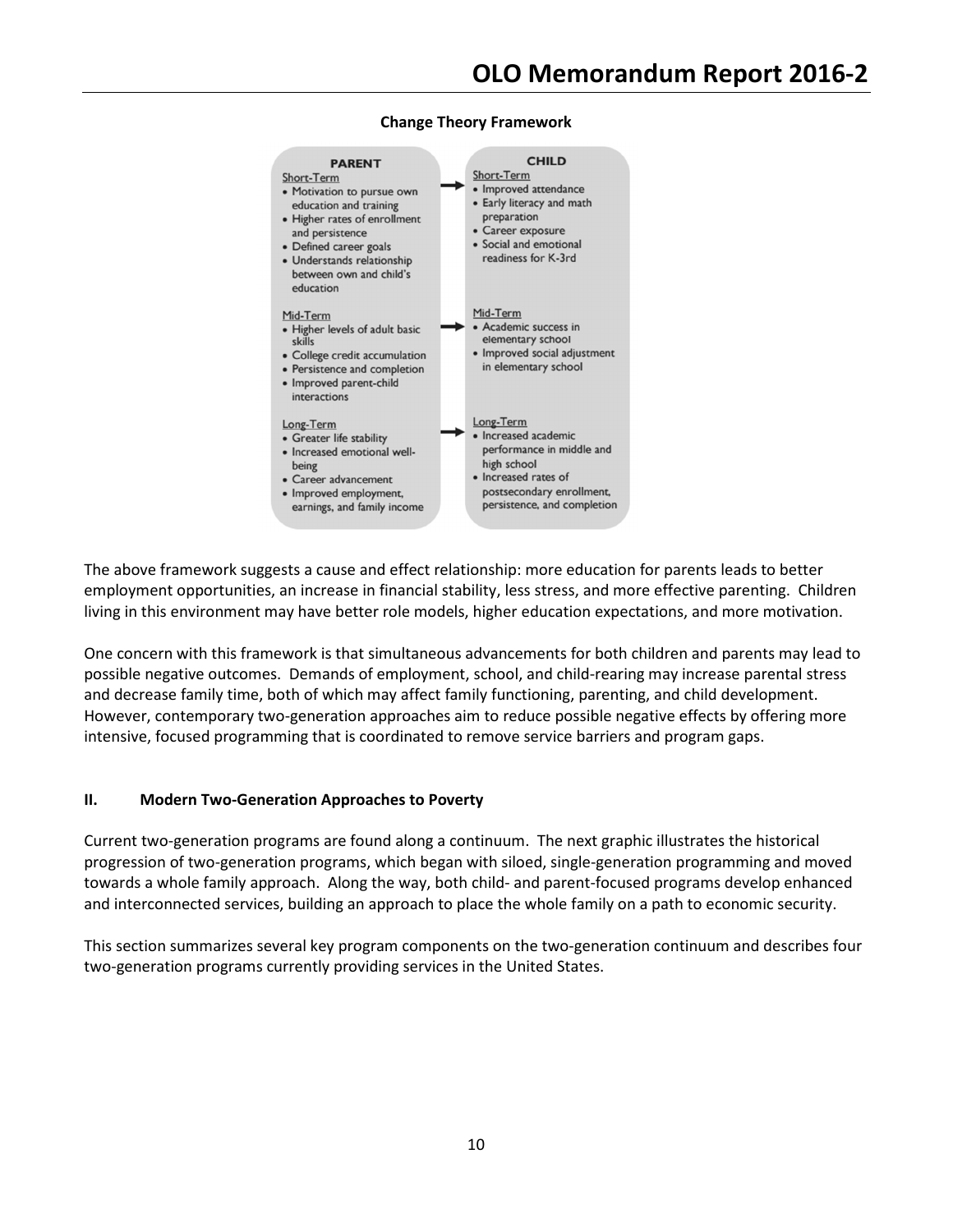**Change Theory Framework**

| PARENT | | CHILD |
|---|---|---|
| Short-Term<br>• Motivation to pursue own education and training<br>• Higher rates of enrollment and persistence<br>• Defined career goals<br>• Understands relationship between own and child's education | → | Short-Term<br>• Improved attendance<br>• Early literacy and math preparation<br>• Career exposure<br>• Social and emotional readiness for K-3rd |
| Mid-Term<br>• Higher levels of adult basic skills<br>• College credit accumulation<br>• Persistence and completion<br>• Improved parent-child interactions | → | Mid-Term<br>• Academic success in elementary school<br>• Improved social adjustment in elementary school |
| Long-Term<br>• Greater life stability<br>• Increased emotional well-being<br>• Career advancement<br>• Improved employment, earnings, and family income | → | Long-Term<br>• Increased academic performance in middle and high school<br>• Increased rates of postsecondary enrollment, persistence, and completion |

The above framework suggests a cause and effect relationship: more education for parents leads to better employment opportunities, an increase in financial stability, less stress, and more effective parenting. Children living in this environment may have better role models, higher education expectations, and more motivation.

One concern with this framework is that simultaneous advancements for both children and parents may lead to possible negative outcomes. Demands of employment, school, and child-rearing may increase parental stress and decrease family time, both of which may affect family functioning, parenting, and child development. However, contemporary two-generation approaches aim to reduce possible negative effects by offering more intensive, focused programming that is coordinated to remove service barriers and program gaps.

## II. Modern Two-Generation Approaches to Poverty

Current two-generation programs are found along a continuum. The next graphic illustrates the historical progression of two-generation programs, which began with siloed, single-generation programming and moved towards a whole family approach. Along the way, both child- and parent-focused programs develop enhanced and interconnected services, building an approach to place the whole family on a path to economic security.

This section summarizes several key program components on the two-generation continuum and describes four two-generation programs currently providing services in the United States.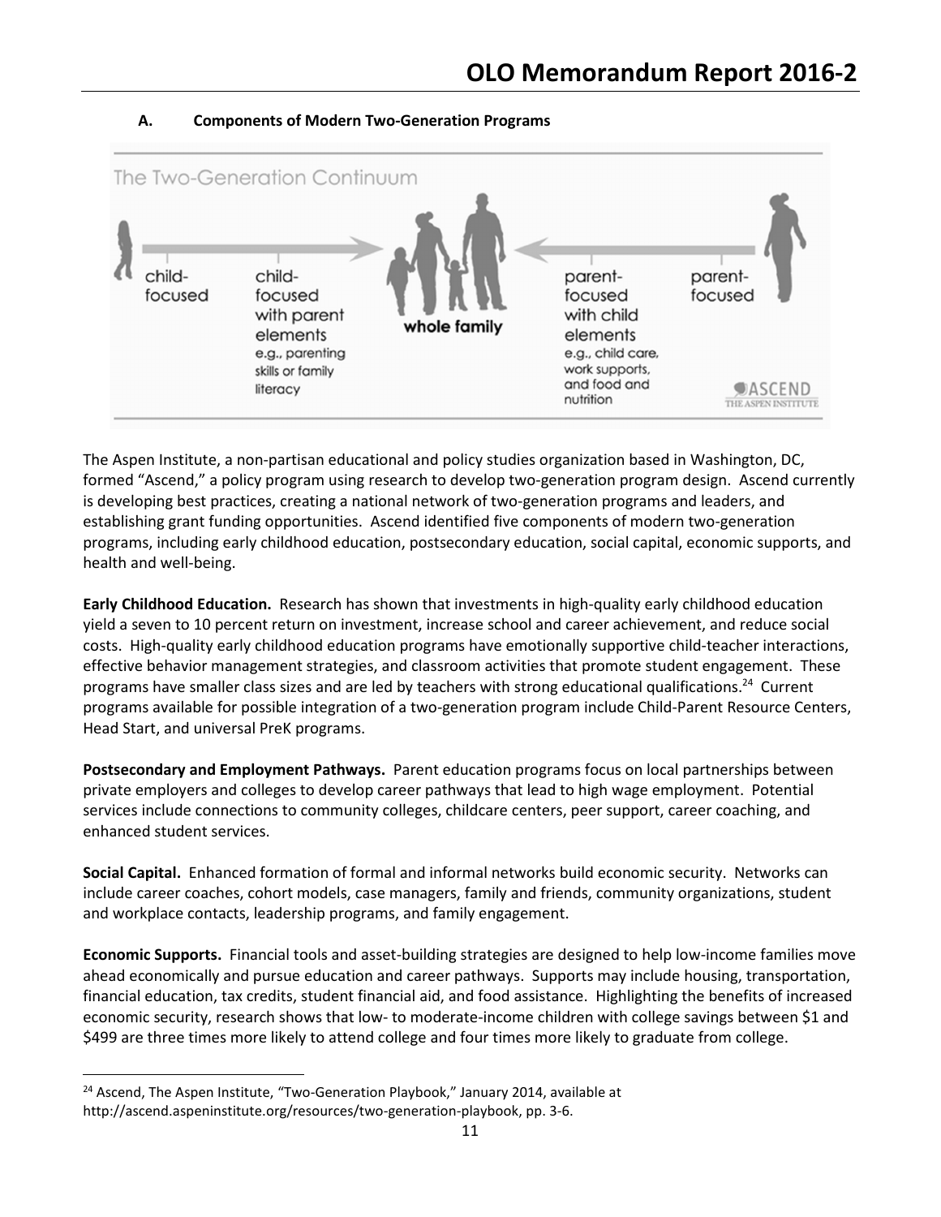### A. Components of Modern Two-Generation Programs

The Two-Generation Continuum

child-focused | child-focused with parent elements e.g., parenting skills or family literacy | whole family | parent-focused with child elements e.g., child care, work supports, and food and nutrition | parent-focused

ASCEND THE ASPEN INSTITUTE

The Aspen Institute, a non-partisan educational and policy studies organization based in Washington, DC, formed "Ascend," a policy program using research to develop two-generation program design. Ascend currently is developing best practices, creating a national network of two-generation programs and leaders, and establishing grant funding opportunities. Ascend identified five components of modern two-generation programs, including early childhood education, postsecondary education, social capital, economic supports, and health and well-being.

**Early Childhood Education.** Research has shown that investments in high-quality early childhood education yield a seven to 10 percent return on investment, increase school and career achievement, and reduce social costs. High-quality early childhood education programs have emotionally supportive child-teacher interactions, effective behavior management strategies, and classroom activities that promote student engagement. These programs have smaller class sizes and are led by teachers with strong educational qualifications.[24] Current programs available for possible integration of a two-generation program include Child-Parent Resource Centers, Head Start, and universal PreK programs.

**Postsecondary and Employment Pathways.** Parent education programs focus on local partnerships between private employers and colleges to develop career pathways that lead to high wage employment. Potential services include connections to community colleges, childcare centers, peer support, career coaching, and enhanced student services.

**Social Capital.** Enhanced formation of formal and informal networks build economic security. Networks can include career coaches, cohort models, case managers, family and friends, community organizations, student and workplace contacts, leadership programs, and family engagement.

**Economic Supports.** Financial tools and asset-building strategies are designed to help low-income families move ahead economically and pursue education and career pathways. Supports may include housing, transportation, financial education, tax credits, student financial aid, and food assistance. Highlighting the benefits of increased economic security, research shows that low- to moderate-income children with college savings between $1 and $499 are three times more likely to attend college and four times more likely to graduate from college.

---

[24] Ascend, The Aspen Institute, "Two-Generation Playbook," January 2014, available at http://ascend.aspeninstitute.org/resources/two-generation-playbook, pp. 3-6.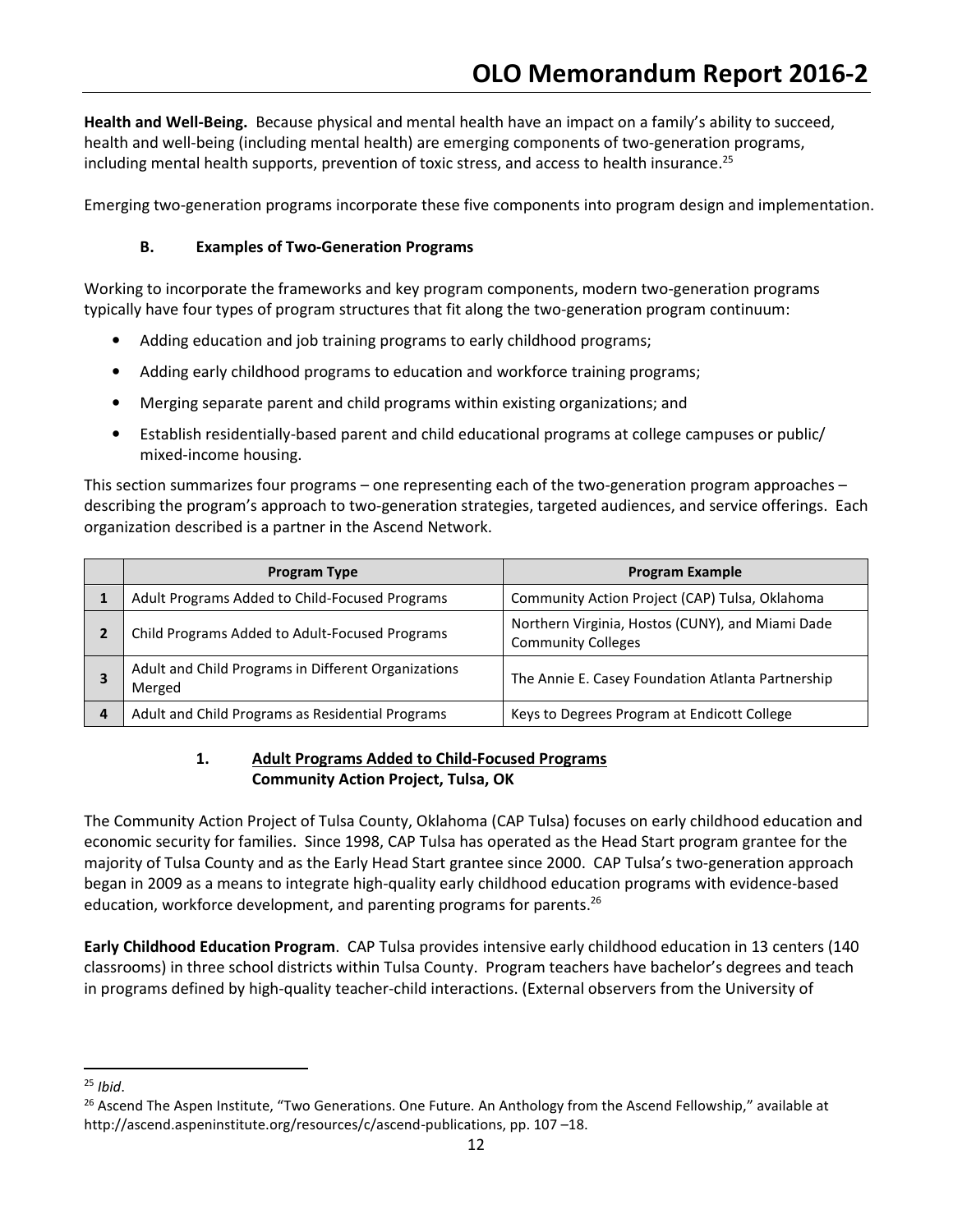**Health and Well-Being.** Because physical and mental health have an impact on a family's ability to succeed, health and well-being (including mental health) are emerging components of two-generation programs, including mental health supports, prevention of toxic stress, and access to health insurance.[25]

Emerging two-generation programs incorporate these five components into program design and implementation.

### B. Examples of Two-Generation Programs

Working to incorporate the frameworks and key program components, modern two-generation programs typically have four types of program structures that fit along the two-generation program continuum:

- Adding education and job training programs to early childhood programs;
- Adding early childhood programs to education and workforce training programs;
- Merging separate parent and child programs within existing organizations; and
- Establish residentially-based parent and child educational programs at college campuses or public/ mixed-income housing.

This section summarizes four programs – one representing each of the two-generation program approaches – describing the program's approach to two-generation strategies, targeted audiences, and service offerings. Each organization described is a partner in the Ascend Network.

| | Program Type | Program Example |
|---|---|---|
| **1** | Adult Programs Added to Child-Focused Programs | Community Action Project (CAP) Tulsa, Oklahoma |
| **2** | Child Programs Added to Adult-Focused Programs | Northern Virginia, Hostos (CUNY), and Miami Dade Community Colleges |
| **3** | Adult and Child Programs in Different Organizations Merged | The Annie E. Casey Foundation Atlanta Partnership |
| **4** | Adult and Child Programs as Residential Programs | Keys to Degrees Program at Endicott College |

#### 1. Adult Programs Added to Child-Focused Programs
**Community Action Project, Tulsa, OK**

The Community Action Project of Tulsa County, Oklahoma (CAP Tulsa) focuses on early childhood education and economic security for families. Since 1998, CAP Tulsa has operated as the Head Start program grantee for the majority of Tulsa County and as the Early Head Start grantee since 2000. CAP Tulsa's two-generation approach began in 2009 as a means to integrate high-quality early childhood education programs with evidence-based education, workforce development, and parenting programs for parents.[26]

**Early Childhood Education Program**. CAP Tulsa provides intensive early childhood education in 13 centers (140 classrooms) in three school districts within Tulsa County. Program teachers have bachelor's degrees and teach in programs defined by high-quality teacher-child interactions. (External observers from the University of

---

[25] *Ibid*.

[26] Ascend The Aspen Institute, "Two Generations. One Future. An Anthology from the Ascend Fellowship," available at http://ascend.aspeninstitute.org/resources/c/ascend-publications, pp. 107 –18.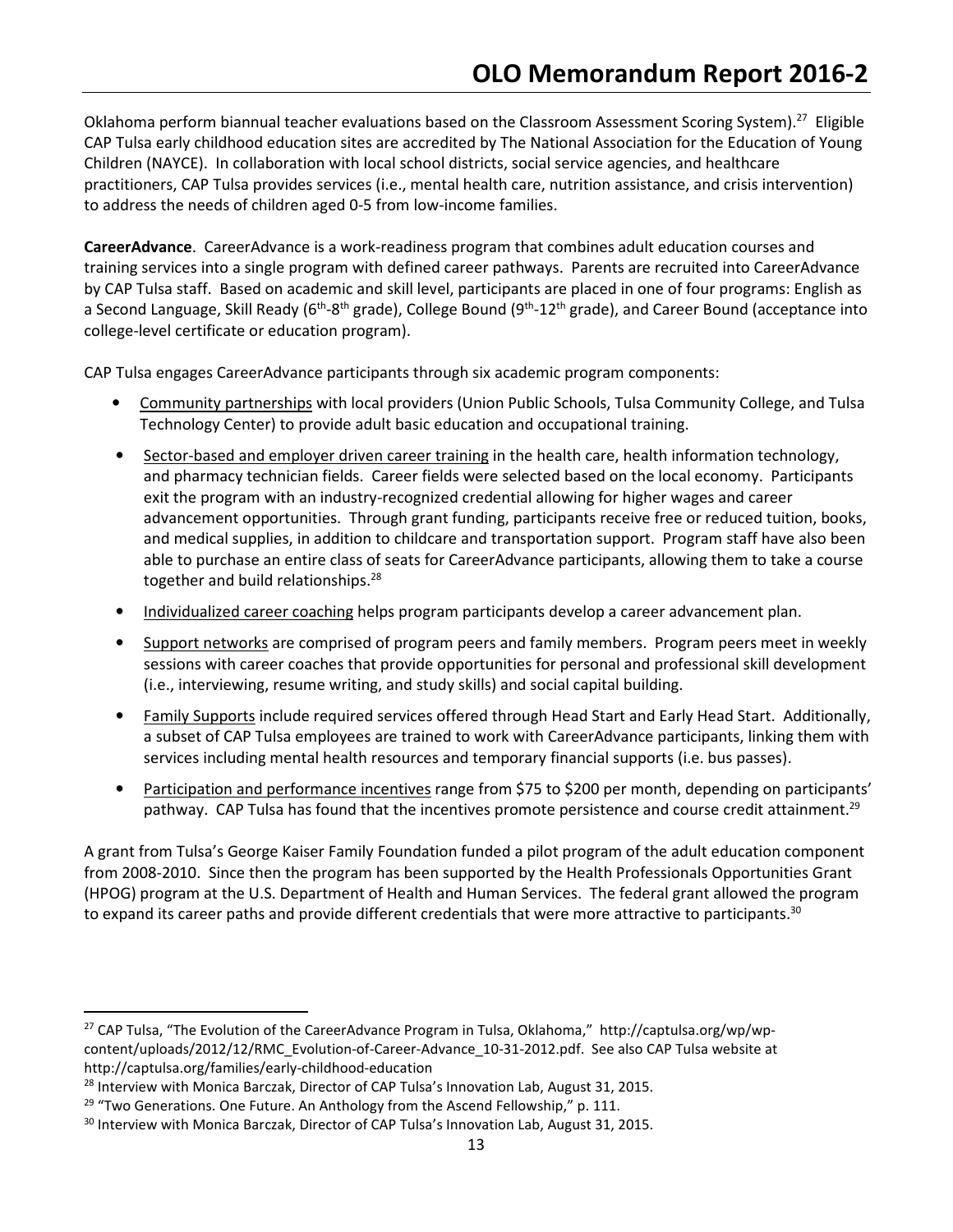Oklahoma perform biannual teacher evaluations based on the Classroom Assessment Scoring System).[27] Eligible CAP Tulsa early childhood education sites are accredited by The National Association for the Education of Young Children (NAYCE). In collaboration with local school districts, social service agencies, and healthcare practitioners, CAP Tulsa provides services (i.e., mental health care, nutrition assistance, and crisis intervention) to address the needs of children aged 0-5 from low-income families.

**CareerAdvance**. CareerAdvance is a work-readiness program that combines adult education courses and training services into a single program with defined career pathways. Parents are recruited into CareerAdvance by CAP Tulsa staff. Based on academic and skill level, participants are placed in one of four programs: English as a Second Language, Skill Ready (6th-8th grade), College Bound (9th-12th grade), and Career Bound (acceptance into college-level certificate or education program).

CAP Tulsa engages CareerAdvance participants through six academic program components:

- Community partnerships with local providers (Union Public Schools, Tulsa Community College, and Tulsa Technology Center) to provide adult basic education and occupational training.
- Sector-based and employer driven career training in the health care, health information technology, and pharmacy technician fields. Career fields were selected based on the local economy. Participants exit the program with an industry-recognized credential allowing for higher wages and career advancement opportunities. Through grant funding, participants receive free or reduced tuition, books, and medical supplies, in addition to childcare and transportation support. Program staff have also been able to purchase an entire class of seats for CareerAdvance participants, allowing them to take a course together and build relationships.[28]
- Individualized career coaching helps program participants develop a career advancement plan.
- Support networks are comprised of program peers and family members. Program peers meet in weekly sessions with career coaches that provide opportunities for personal and professional skill development (i.e., interviewing, resume writing, and study skills) and social capital building.
- Family Supports include required services offered through Head Start and Early Head Start. Additionally, a subset of CAP Tulsa employees are trained to work with CareerAdvance participants, linking them with services including mental health resources and temporary financial supports (i.e. bus passes).
- Participation and performance incentives range from $75 to $200 per month, depending on participants' pathway. CAP Tulsa has found that the incentives promote persistence and course credit attainment.[29]

A grant from Tulsa's George Kaiser Family Foundation funded a pilot program of the adult education component from 2008-2010. Since then the program has been supported by the Health Professionals Opportunities Grant (HPOG) program at the U.S. Department of Health and Human Services. The federal grant allowed the program to expand its career paths and provide different credentials that were more attractive to participants.[30]

---

[27] CAP Tulsa, "The Evolution of the CareerAdvance Program in Tulsa, Oklahoma," http://captulsa.org/wp/wp-content/uploads/2012/12/RMC_Evolution-of-Career-Advance_10-31-2012.pdf. See also CAP Tulsa website at http://captulsa.org/families/early-childhood-education

[28] Interview with Monica Barczak, Director of CAP Tulsa's Innovation Lab, August 31, 2015.

[29] "Two Generations. One Future. An Anthology from the Ascend Fellowship," p. 111.

[30] Interview with Monica Barczak, Director of CAP Tulsa's Innovation Lab, August 31, 2015.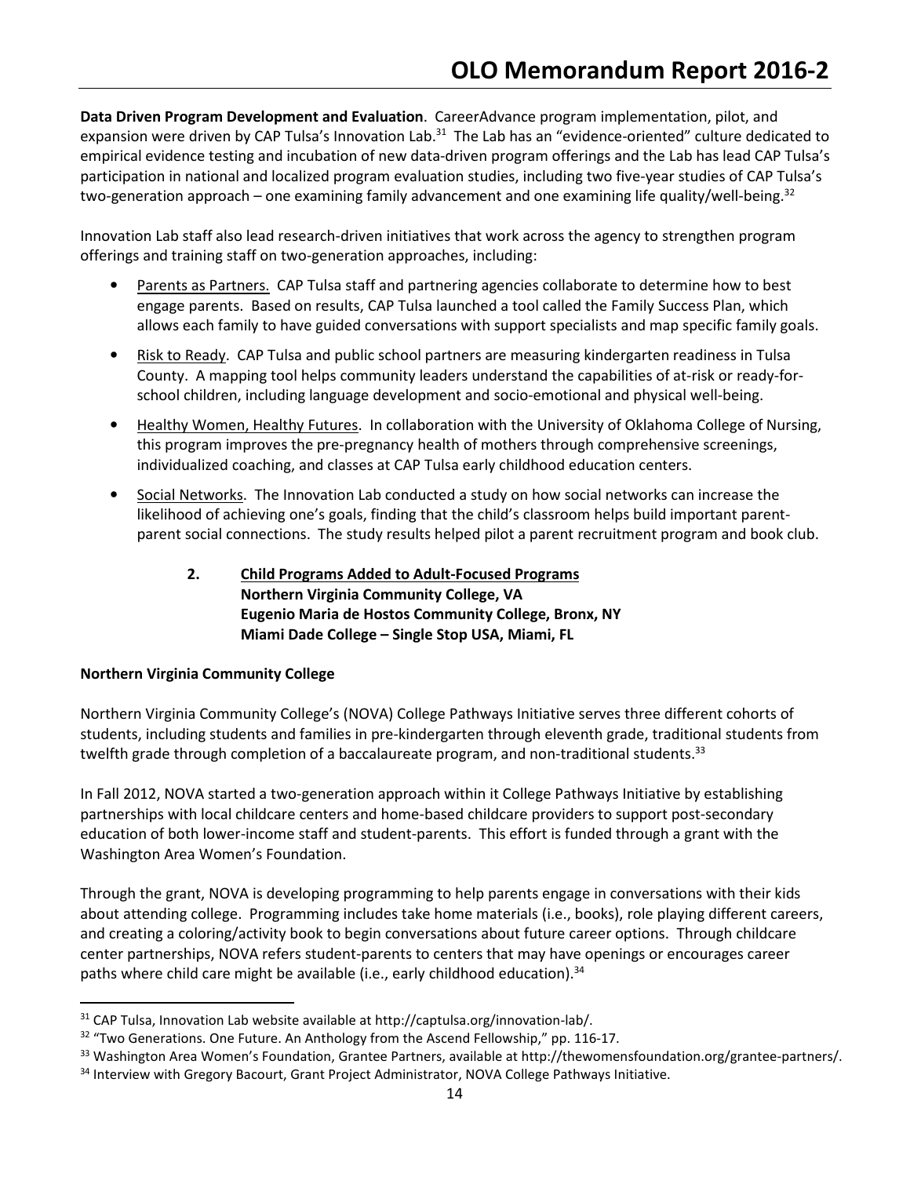**Data Driven Program Development and Evaluation**. CareerAdvance program implementation, pilot, and expansion were driven by CAP Tulsa's Innovation Lab.[31] The Lab has an "evidence-oriented" culture dedicated to empirical evidence testing and incubation of new data-driven program offerings and the Lab has lead CAP Tulsa's participation in national and localized program evaluation studies, including two five-year studies of CAP Tulsa's two-generation approach – one examining family advancement and one examining life quality/well-being.[32]

Innovation Lab staff also lead research-driven initiatives that work across the agency to strengthen program offerings and training staff on two-generation approaches, including:

- Parents as Partners. CAP Tulsa staff and partnering agencies collaborate to determine how to best engage parents. Based on results, CAP Tulsa launched a tool called the Family Success Plan, which allows each family to have guided conversations with support specialists and map specific family goals.
- Risk to Ready. CAP Tulsa and public school partners are measuring kindergarten readiness in Tulsa County. A mapping tool helps community leaders understand the capabilities of at-risk or ready-for-school children, including language development and socio-emotional and physical well-being.
- Healthy Women, Healthy Futures. In collaboration with the University of Oklahoma College of Nursing, this program improves the pre-pregnancy health of mothers through comprehensive screenings, individualized coaching, and classes at CAP Tulsa early childhood education centers.
- Social Networks. The Innovation Lab conducted a study on how social networks can increase the likelihood of achieving one's goals, finding that the child's classroom helps build important parent-parent social connections. The study results helped pilot a parent recruitment program and book club.

**2. Child Programs Added to Adult-Focused Programs**
**Northern Virginia Community College, VA**
**Eugenio Maria de Hostos Community College, Bronx, NY**
**Miami Dade College – Single Stop USA, Miami, FL**

**Northern Virginia Community College**

Northern Virginia Community College's (NOVA) College Pathways Initiative serves three different cohorts of students, including students and families in pre-kindergarten through eleventh grade, traditional students from twelfth grade through completion of a baccalaureate program, and non-traditional students.[33]

In Fall 2012, NOVA started a two-generation approach within it College Pathways Initiative by establishing partnerships with local childcare centers and home-based childcare providers to support post-secondary education of both lower-income staff and student-parents. This effort is funded through a grant with the Washington Area Women's Foundation.

Through the grant, NOVA is developing programming to help parents engage in conversations with their kids about attending college. Programming includes take home materials (i.e., books), role playing different careers, and creating a coloring/activity book to begin conversations about future career options. Through childcare center partnerships, NOVA refers student-parents to centers that may have openings or encourages career paths where child care might be available (i.e., early childhood education).[34]

---

[31] CAP Tulsa, Innovation Lab website available at http://captulsa.org/innovation-lab/.
[32] "Two Generations. One Future. An Anthology from the Ascend Fellowship," pp. 116-17.
[33] Washington Area Women's Foundation, Grantee Partners, available at http://thewomensfoundation.org/grantee-partners/.
[34] Interview with Gregory Bacourt, Grant Project Administrator, NOVA College Pathways Initiative.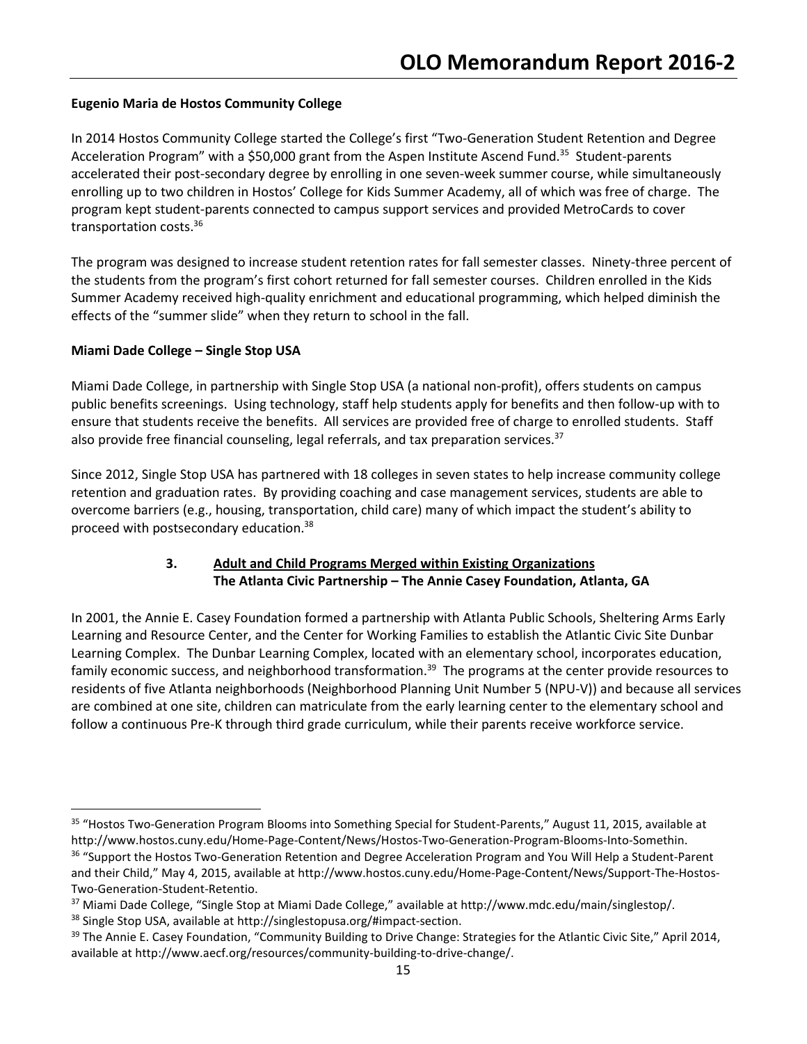**Eugenio Maria de Hostos Community College**

In 2014 Hostos Community College started the College's first "Two-Generation Student Retention and Degree Acceleration Program" with a $50,000 grant from the Aspen Institute Ascend Fund.[35] Student-parents accelerated their post-secondary degree by enrolling in one seven-week summer course, while simultaneously enrolling up to two children in Hostos' College for Kids Summer Academy, all of which was free of charge. The program kept student-parents connected to campus support services and provided MetroCards to cover transportation costs.[36]

The program was designed to increase student retention rates for fall semester classes. Ninety-three percent of the students from the program's first cohort returned for fall semester courses. Children enrolled in the Kids Summer Academy received high-quality enrichment and educational programming, which helped diminish the effects of the "summer slide" when they return to school in the fall.

**Miami Dade College – Single Stop USA**

Miami Dade College, in partnership with Single Stop USA (a national non-profit), offers students on campus public benefits screenings. Using technology, staff help students apply for benefits and then follow-up with to ensure that students receive the benefits. All services are provided free of charge to enrolled students. Staff also provide free financial counseling, legal referrals, and tax preparation services.[37]

Since 2012, Single Stop USA has partnered with 18 colleges in seven states to help increase community college retention and graduation rates. By providing coaching and case management services, students are able to overcome barriers (e.g., housing, transportation, child care) many of which impact the student's ability to proceed with postsecondary education.[38]

**3. <u>Adult and Child Programs Merged within Existing Organizations</u>**
**The Atlanta Civic Partnership – The Annie Casey Foundation, Atlanta, GA**

In 2001, the Annie E. Casey Foundation formed a partnership with Atlanta Public Schools, Sheltering Arms Early Learning and Resource Center, and the Center for Working Families to establish the Atlantic Civic Site Dunbar Learning Complex. The Dunbar Learning Complex, located with an elementary school, incorporates education, family economic success, and neighborhood transformation.[39] The programs at the center provide resources to residents of five Atlanta neighborhoods (Neighborhood Planning Unit Number 5 (NPU-V)) and because all services are combined at one site, children can matriculate from the early learning center to the elementary school and follow a continuous Pre-K through third grade curriculum, while their parents receive workforce service.

---

[35] "Hostos Two-Generation Program Blooms into Something Special for Student-Parents," August 11, 2015, available at http://www.hostos.cuny.edu/Home-Page-Content/News/Hostos-Two-Generation-Program-Blooms-Into-Somethin.

[36] "Support the Hostos Two-Generation Retention and Degree Acceleration Program and You Will Help a Student-Parent and their Child," May 4, 2015, available at http://www.hostos.cuny.edu/Home-Page-Content/News/Support-The-Hostos-Two-Generation-Student-Retentio.

[37] Miami Dade College, "Single Stop at Miami Dade College," available at http://www.mdc.edu/main/singlestop/.

[38] Single Stop USA, available at http://singlestopusa.org/#impact-section.

[39] The Annie E. Casey Foundation, "Community Building to Drive Change: Strategies for the Atlantic Civic Site," April 2014, available at http://www.aecf.org/resources/community-building-to-drive-change/.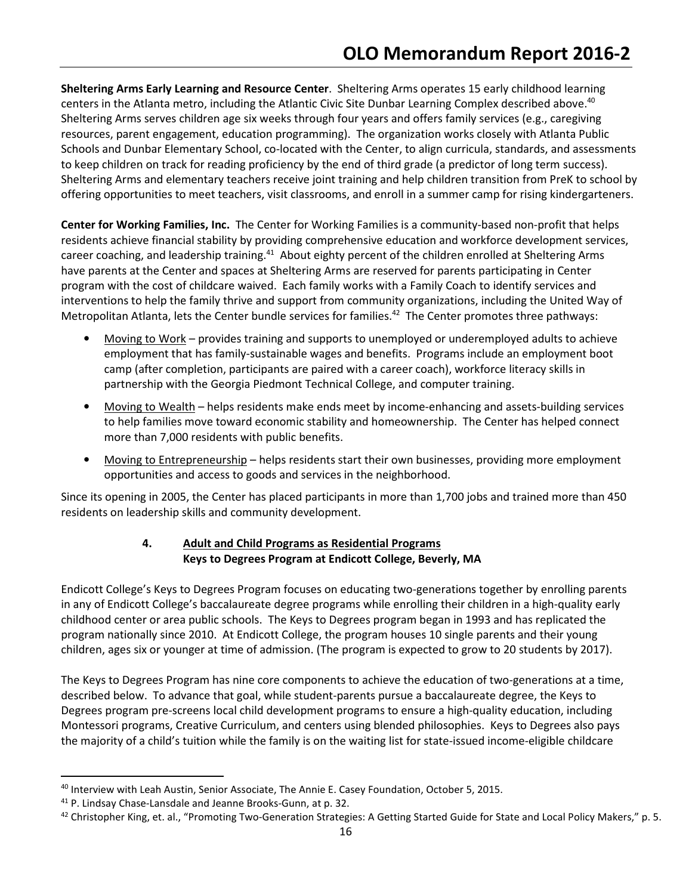**Sheltering Arms Early Learning and Resource Center**. Sheltering Arms operates 15 early childhood learning centers in the Atlanta metro, including the Atlantic Civic Site Dunbar Learning Complex described above.[40] Sheltering Arms serves children age six weeks through four years and offers family services (e.g., caregiving resources, parent engagement, education programming). The organization works closely with Atlanta Public Schools and Dunbar Elementary School, co-located with the Center, to align curricula, standards, and assessments to keep children on track for reading proficiency by the end of third grade (a predictor of long term success). Sheltering Arms and elementary teachers receive joint training and help children transition from PreK to school by offering opportunities to meet teachers, visit classrooms, and enroll in a summer camp for rising kindergarteners.

**Center for Working Families, Inc.** The Center for Working Families is a community-based non-profit that helps residents achieve financial stability by providing comprehensive education and workforce development services, career coaching, and leadership training.[41] About eighty percent of the children enrolled at Sheltering Arms have parents at the Center and spaces at Sheltering Arms are reserved for parents participating in Center program with the cost of childcare waived. Each family works with a Family Coach to identify services and interventions to help the family thrive and support from community organizations, including the United Way of Metropolitan Atlanta, lets the Center bundle services for families.[42] The Center promotes three pathways:

- Moving to Work – provides training and supports to unemployed or underemployed adults to achieve employment that has family-sustainable wages and benefits. Programs include an employment boot camp (after completion, participants are paired with a career coach), workforce literacy skills in partnership with the Georgia Piedmont Technical College, and computer training.
- Moving to Wealth – helps residents make ends meet by income-enhancing and assets-building services to help families move toward economic stability and homeownership. The Center has helped connect more than 7,000 residents with public benefits.
- Moving to Entrepreneurship – helps residents start their own businesses, providing more employment opportunities and access to goods and services in the neighborhood.

Since its opening in 2005, the Center has placed participants in more than 1,700 jobs and trained more than 450 residents on leadership skills and community development.

### 4. Adult and Child Programs as Residential Programs
### Keys to Degrees Program at Endicott College, Beverly, MA

Endicott College's Keys to Degrees Program focuses on educating two-generations together by enrolling parents in any of Endicott College's baccalaureate degree programs while enrolling their children in a high-quality early childhood center or area public schools. The Keys to Degrees program began in 1993 and has replicated the program nationally since 2010. At Endicott College, the program houses 10 single parents and their young children, ages six or younger at time of admission. (The program is expected to grow to 20 students by 2017).

The Keys to Degrees Program has nine core components to achieve the education of two-generations at a time, described below. To advance that goal, while student-parents pursue a baccalaureate degree, the Keys to Degrees program pre-screens local child development programs to ensure a high-quality education, including Montessori programs, Creative Curriculum, and centers using blended philosophies. Keys to Degrees also pays the majority of a child's tuition while the family is on the waiting list for state-issued income-eligible childcare

---

[40] Interview with Leah Austin, Senior Associate, The Annie E. Casey Foundation, October 5, 2015.

[41] P. Lindsay Chase-Lansdale and Jeanne Brooks-Gunn, at p. 32.

[42] Christopher King, et. al., "Promoting Two-Generation Strategies: A Getting Started Guide for State and Local Policy Makers," p. 5.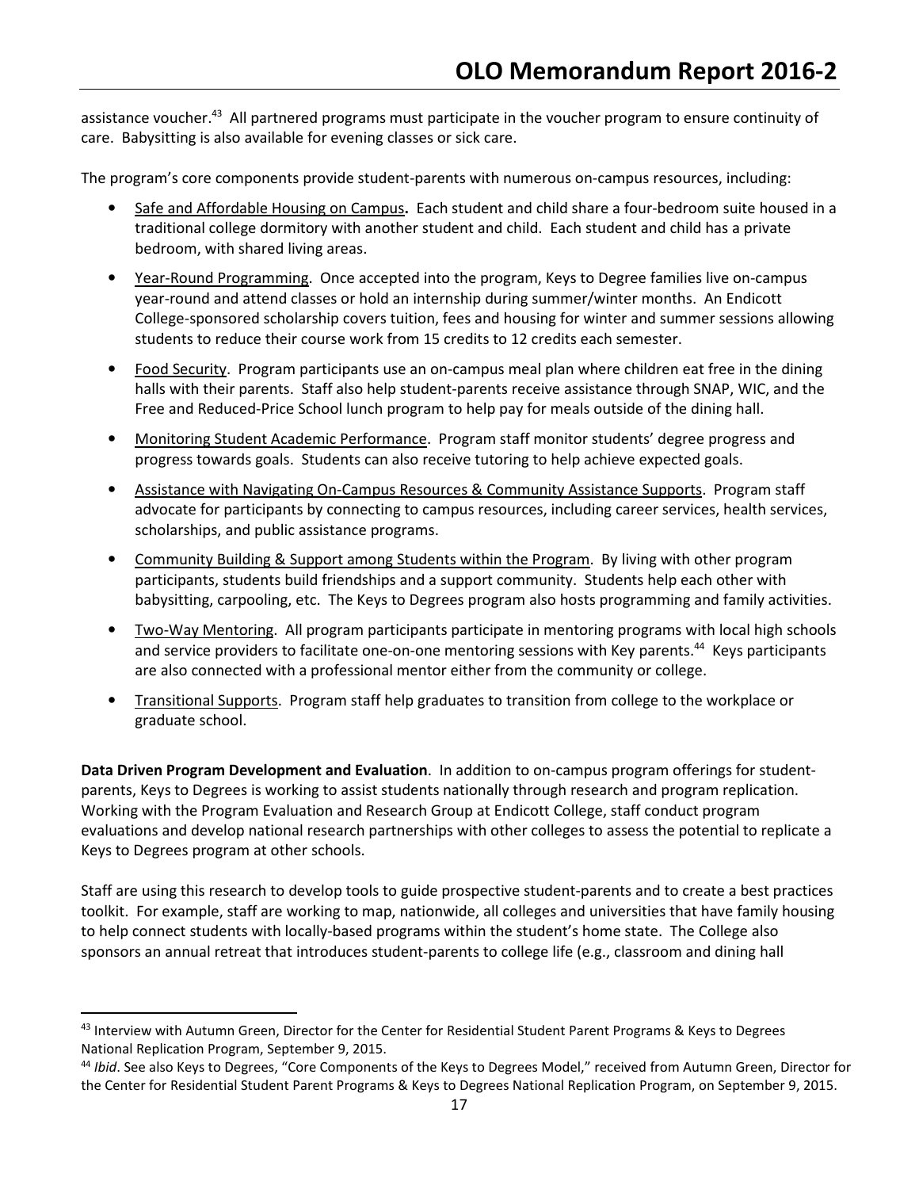assistance voucher.[43] All partnered programs must participate in the voucher program to ensure continuity of care. Babysitting is also available for evening classes or sick care.

The program's core components provide student-parents with numerous on-campus resources, including:

- Safe and Affordable Housing on Campus**.** Each student and child share a four-bedroom suite housed in a traditional college dormitory with another student and child. Each student and child has a private bedroom, with shared living areas.
- Year-Round Programming. Once accepted into the program, Keys to Degree families live on-campus year-round and attend classes or hold an internship during summer/winter months. An Endicott College-sponsored scholarship covers tuition, fees and housing for winter and summer sessions allowing students to reduce their course work from 15 credits to 12 credits each semester.
- Food Security. Program participants use an on-campus meal plan where children eat free in the dining halls with their parents. Staff also help student-parents receive assistance through SNAP, WIC, and the Free and Reduced-Price School lunch program to help pay for meals outside of the dining hall.
- Monitoring Student Academic Performance. Program staff monitor students' degree progress and progress towards goals. Students can also receive tutoring to help achieve expected goals.
- Assistance with Navigating On-Campus Resources & Community Assistance Supports. Program staff advocate for participants by connecting to campus resources, including career services, health services, scholarships, and public assistance programs.
- Community Building & Support among Students within the Program. By living with other program participants, students build friendships and a support community. Students help each other with babysitting, carpooling, etc. The Keys to Degrees program also hosts programming and family activities.
- Two-Way Mentoring. All program participants participate in mentoring programs with local high schools and service providers to facilitate one-on-one mentoring sessions with Key parents.[44] Keys participants are also connected with a professional mentor either from the community or college.
- Transitional Supports. Program staff help graduates to transition from college to the workplace or graduate school.

**Data Driven Program Development and Evaluation**. In addition to on-campus program offerings for student-parents, Keys to Degrees is working to assist students nationally through research and program replication. Working with the Program Evaluation and Research Group at Endicott College, staff conduct program evaluations and develop national research partnerships with other colleges to assess the potential to replicate a Keys to Degrees program at other schools.

Staff are using this research to develop tools to guide prospective student-parents and to create a best practices toolkit. For example, staff are working to map, nationwide, all colleges and universities that have family housing to help connect students with locally-based programs within the student's home state. The College also sponsors an annual retreat that introduces student-parents to college life (e.g., classroom and dining hall

---

[43] Interview with Autumn Green, Director for the Center for Residential Student Parent Programs & Keys to Degrees National Replication Program, September 9, 2015.

[44] *Ibid*. See also Keys to Degrees, "Core Components of the Keys to Degrees Model," received from Autumn Green, Director for the Center for Residential Student Parent Programs & Keys to Degrees National Replication Program, on September 9, 2015.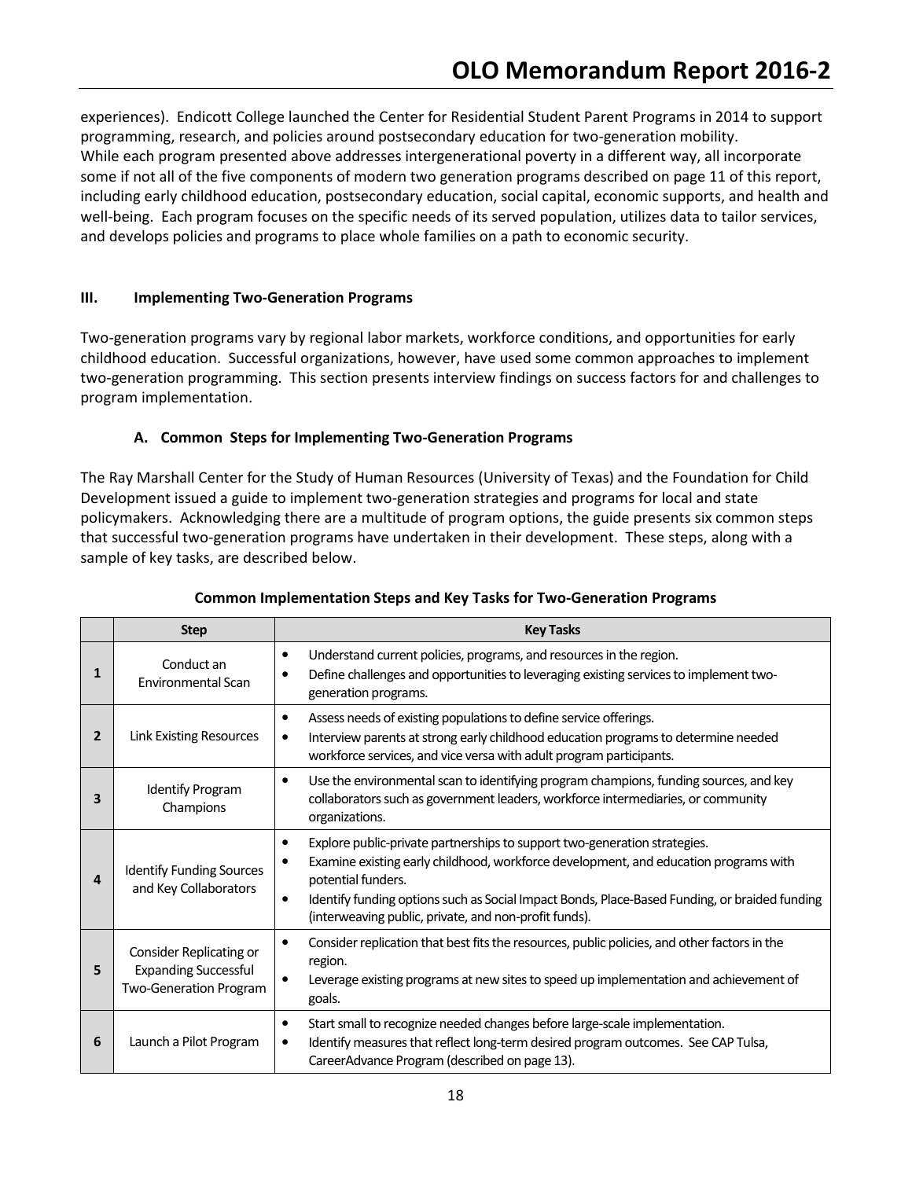experiences). Endicott College launched the Center for Residential Student Parent Programs in 2014 to support programming, research, and policies around postsecondary education for two-generation mobility.
While each program presented above addresses intergenerational poverty in a different way, all incorporate some if not all of the five components of modern two generation programs described on page 11 of this report, including early childhood education, postsecondary education, social capital, economic supports, and health and well-being. Each program focuses on the specific needs of its served population, utilizes data to tailor services, and develops policies and programs to place whole families on a path to economic security.

## III. Implementing Two-Generation Programs

Two-generation programs vary by regional labor markets, workforce conditions, and opportunities for early childhood education. Successful organizations, however, have used some common approaches to implement two-generation programming. This section presents interview findings on success factors for and challenges to program implementation.

### A. Common Steps for Implementing Two-Generation Programs

The Ray Marshall Center for the Study of Human Resources (University of Texas) and the Foundation for Child Development issued a guide to implement two-generation strategies and programs for local and state policymakers. Acknowledging there are a multitude of program options, the guide presents six common steps that successful two-generation programs have undertaken in their development. These steps, along with a sample of key tasks, are described below.

**Common Implementation Steps and Key Tasks for Two-Generation Programs**

| | Step | Key Tasks |
|---|---|---|
| **1** | Conduct an Environmental Scan | • Understand current policies, programs, and resources in the region.<br>• Define challenges and opportunities to leveraging existing services to implement two-generation programs. |
| **2** | Link Existing Resources | • Assess needs of existing populations to define service offerings.<br>• Interview parents at strong early childhood education programs to determine needed workforce services, and vice versa with adult program participants. |
| **3** | Identify Program Champions | • Use the environmental scan to identifying program champions, funding sources, and key collaborators such as government leaders, workforce intermediaries, or community organizations. |
| **4** | Identify Funding Sources and Key Collaborators | • Explore public-private partnerships to support two-generation strategies.<br>• Examine existing early childhood, workforce development, and education programs with potential funders.<br>• Identify funding options such as Social Impact Bonds, Place-Based Funding, or braided funding (interweaving public, private, and non-profit funds). |
| **5** | Consider Replicating or Expanding Successful Two-Generation Program | • Consider replication that best fits the resources, public policies, and other factors in the region.<br>• Leverage existing programs at new sites to speed up implementation and achievement of goals. |
| **6** | Launch a Pilot Program | • Start small to recognize needed changes before large-scale implementation.<br>• Identify measures that reflect long-term desired program outcomes. See CAP Tulsa, CareerAdvance Program (described on page 13). |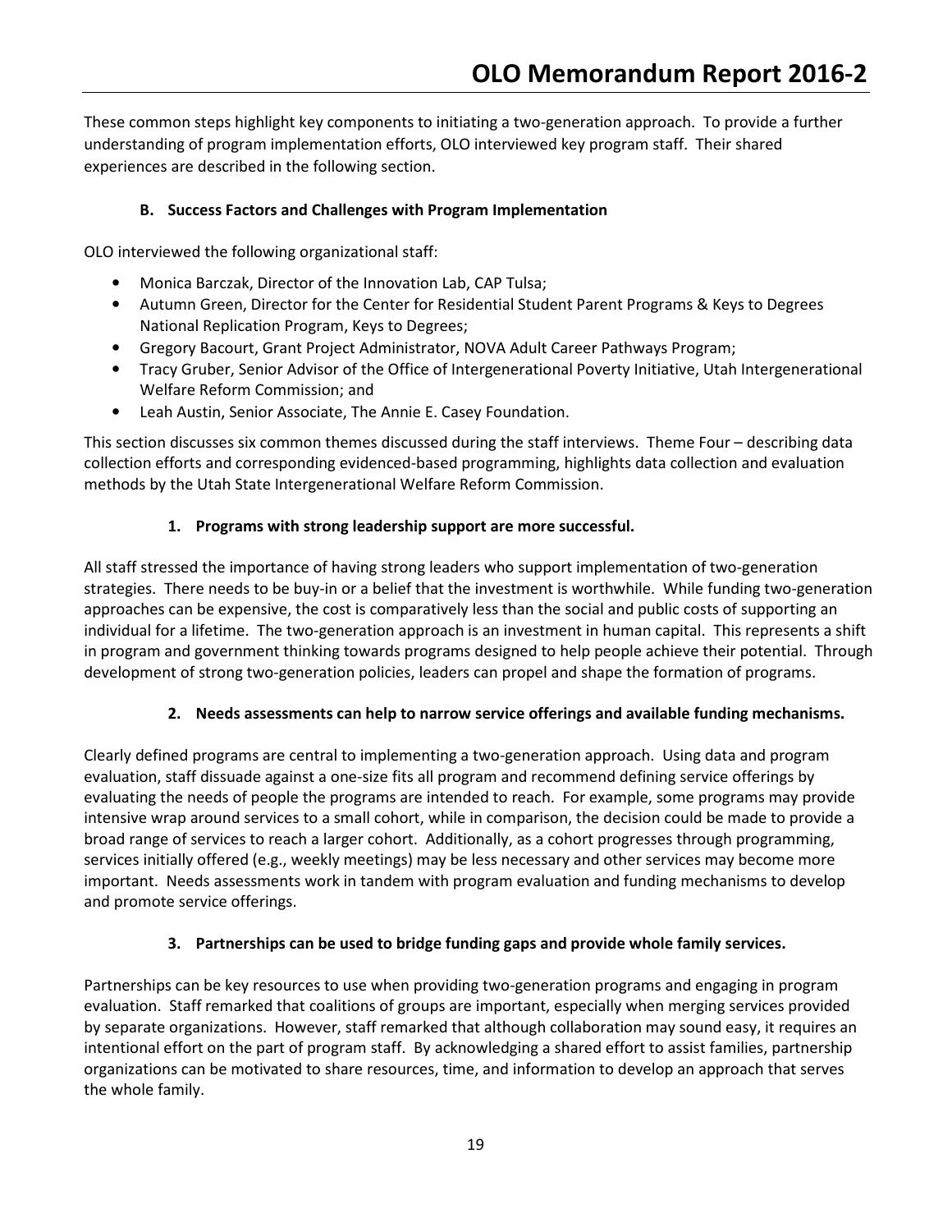These common steps highlight key components to initiating a two-generation approach. To provide a further understanding of program implementation efforts, OLO interviewed key program staff. Their shared experiences are described in the following section.

### B. Success Factors and Challenges with Program Implementation

OLO interviewed the following organizational staff:

- Monica Barczak, Director of the Innovation Lab, CAP Tulsa;
- Autumn Green, Director for the Center for Residential Student Parent Programs & Keys to Degrees National Replication Program, Keys to Degrees;
- Gregory Bacourt, Grant Project Administrator, NOVA Adult Career Pathways Program;
- Tracy Gruber, Senior Advisor of the Office of Intergenerational Poverty Initiative, Utah Intergenerational Welfare Reform Commission; and
- Leah Austin, Senior Associate, The Annie E. Casey Foundation.

This section discusses six common themes discussed during the staff interviews. Theme Four – describing data collection efforts and corresponding evidenced-based programming, highlights data collection and evaluation methods by the Utah State Intergenerational Welfare Reform Commission.

#### 1. Programs with strong leadership support are more successful.

All staff stressed the importance of having strong leaders who support implementation of two-generation strategies. There needs to be buy-in or a belief that the investment is worthwhile. While funding two-generation approaches can be expensive, the cost is comparatively less than the social and public costs of supporting an individual for a lifetime. The two-generation approach is an investment in human capital. This represents a shift in program and government thinking towards programs designed to help people achieve their potential. Through development of strong two-generation policies, leaders can propel and shape the formation of programs.

#### 2. Needs assessments can help to narrow service offerings and available funding mechanisms.

Clearly defined programs are central to implementing a two-generation approach. Using data and program evaluation, staff dissuade against a one-size fits all program and recommend defining service offerings by evaluating the needs of people the programs are intended to reach. For example, some programs may provide intensive wrap around services to a small cohort, while in comparison, the decision could be made to provide a broad range of services to reach a larger cohort. Additionally, as a cohort progresses through programming, services initially offered (e.g., weekly meetings) may be less necessary and other services may become more important. Needs assessments work in tandem with program evaluation and funding mechanisms to develop and promote service offerings.

#### 3. Partnerships can be used to bridge funding gaps and provide whole family services.

Partnerships can be key resources to use when providing two-generation programs and engaging in program evaluation. Staff remarked that coalitions of groups are important, especially when merging services provided by separate organizations. However, staff remarked that although collaboration may sound easy, it requires an intentional effort on the part of program staff. By acknowledging a shared effort to assist families, partnership organizations can be motivated to share resources, time, and information to develop an approach that serves the whole family.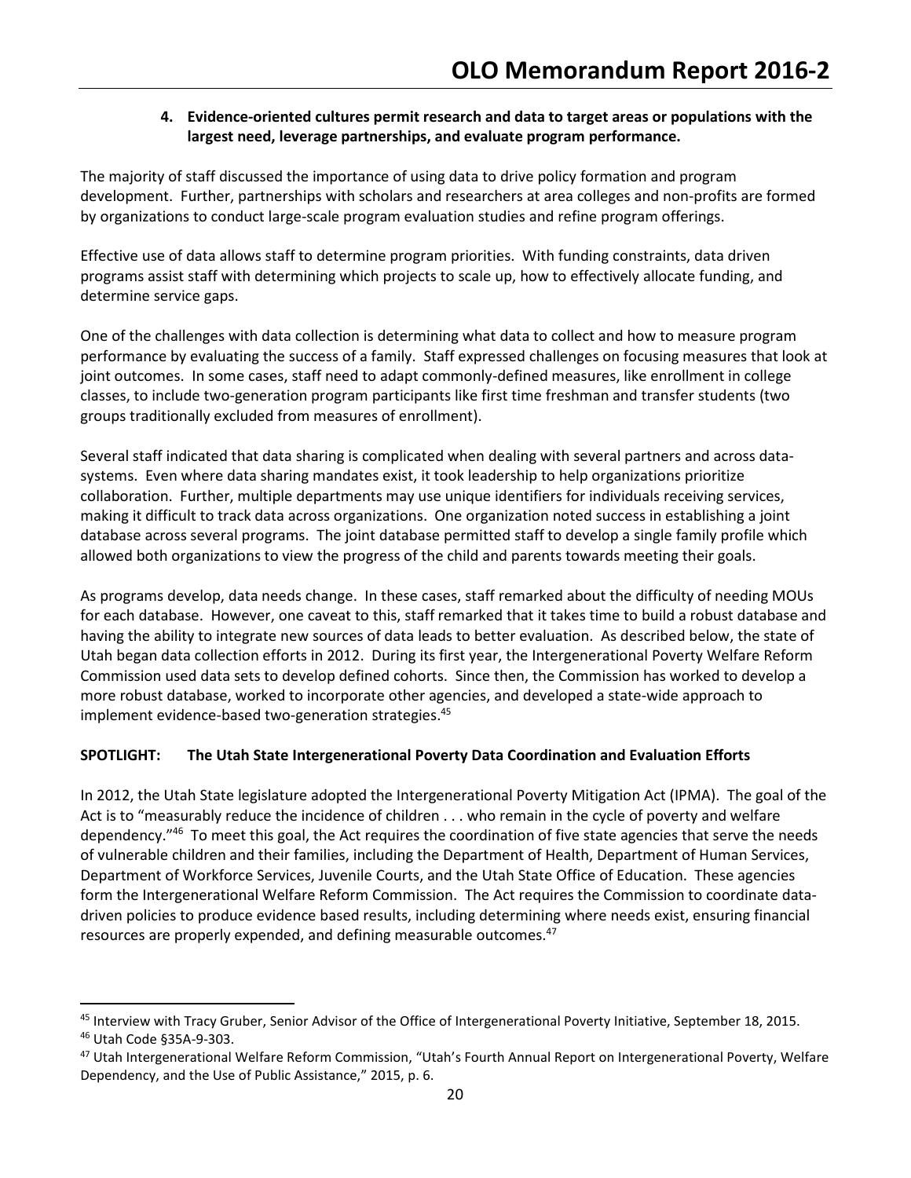**4. Evidence-oriented cultures permit research and data to target areas or populations with the largest need, leverage partnerships, and evaluate program performance.**

The majority of staff discussed the importance of using data to drive policy formation and program development. Further, partnerships with scholars and researchers at area colleges and non-profits are formed by organizations to conduct large-scale program evaluation studies and refine program offerings.

Effective use of data allows staff to determine program priorities. With funding constraints, data driven programs assist staff with determining which projects to scale up, how to effectively allocate funding, and determine service gaps.

One of the challenges with data collection is determining what data to collect and how to measure program performance by evaluating the success of a family. Staff expressed challenges on focusing measures that look at joint outcomes. In some cases, staff need to adapt commonly-defined measures, like enrollment in college classes, to include two-generation program participants like first time freshman and transfer students (two groups traditionally excluded from measures of enrollment).

Several staff indicated that data sharing is complicated when dealing with several partners and across data-systems. Even where data sharing mandates exist, it took leadership to help organizations prioritize collaboration. Further, multiple departments may use unique identifiers for individuals receiving services, making it difficult to track data across organizations. One organization noted success in establishing a joint database across several programs. The joint database permitted staff to develop a single family profile which allowed both organizations to view the progress of the child and parents towards meeting their goals.

As programs develop, data needs change. In these cases, staff remarked about the difficulty of needing MOUs for each database. However, one caveat to this, staff remarked that it takes time to build a robust database and having the ability to integrate new sources of data leads to better evaluation. As described below, the state of Utah began data collection efforts in 2012. During its first year, the Intergenerational Poverty Welfare Reform Commission used data sets to develop defined cohorts. Since then, the Commission has worked to develop a more robust database, worked to incorporate other agencies, and developed a state-wide approach to implement evidence-based two-generation strategies.[45]

**SPOTLIGHT: The Utah State Intergenerational Poverty Data Coordination and Evaluation Efforts**

In 2012, the Utah State legislature adopted the Intergenerational Poverty Mitigation Act (IPMA). The goal of the Act is to "measurably reduce the incidence of children . . . who remain in the cycle of poverty and welfare dependency."[46] To meet this goal, the Act requires the coordination of five state agencies that serve the needs of vulnerable children and their families, including the Department of Health, Department of Human Services, Department of Workforce Services, Juvenile Courts, and the Utah State Office of Education. These agencies form the Intergenerational Welfare Reform Commission. The Act requires the Commission to coordinate data-driven policies to produce evidence based results, including determining where needs exist, ensuring financial resources are properly expended, and defining measurable outcomes.[47]

---

[45] Interview with Tracy Gruber, Senior Advisor of the Office of Intergenerational Poverty Initiative, September 18, 2015.

[46] Utah Code §35A-9-303.

[47] Utah Intergenerational Welfare Reform Commission, "Utah's Fourth Annual Report on Intergenerational Poverty, Welfare Dependency, and the Use of Public Assistance," 2015, p. 6.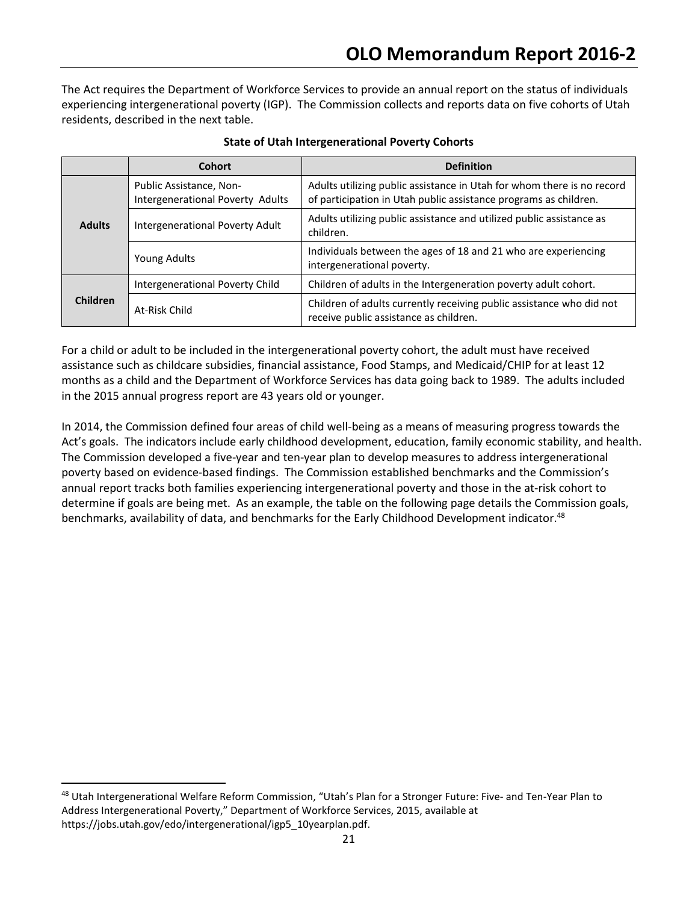The Act requires the Department of Workforce Services to provide an annual report on the status of individuals experiencing intergenerational poverty (IGP). The Commission collects and reports data on five cohorts of Utah residents, described in the next table.

**State of Utah Intergenerational Poverty Cohorts**

| | Cohort | Definition |
|---|---|---|
| **Adults** | Public Assistance, Non-Intergenerational Poverty Adults | Adults utilizing public assistance in Utah for whom there is no record of participation in Utah public assistance programs as children. |
| | Intergenerational Poverty Adult | Adults utilizing public assistance and utilized public assistance as children. |
| | Young Adults | Individuals between the ages of 18 and 21 who are experiencing intergenerational poverty. |
| **Children** | Intergenerational Poverty Child | Children of adults in the Intergeneration poverty adult cohort. |
| | At-Risk Child | Children of adults currently receiving public assistance who did not receive public assistance as children. |

For a child or adult to be included in the intergenerational poverty cohort, the adult must have received assistance such as childcare subsidies, financial assistance, Food Stamps, and Medicaid/CHIP for at least 12 months as a child and the Department of Workforce Services has data going back to 1989. The adults included in the 2015 annual progress report are 43 years old or younger.

In 2014, the Commission defined four areas of child well-being as a means of measuring progress towards the Act's goals. The indicators include early childhood development, education, family economic stability, and health. The Commission developed a five-year and ten-year plan to develop measures to address intergenerational poverty based on evidence-based findings. The Commission established benchmarks and the Commission's annual report tracks both families experiencing intergenerational poverty and those in the at-risk cohort to determine if goals are being met. As an example, the table on the following page details the Commission goals, benchmarks, availability of data, and benchmarks for the Early Childhood Development indicator.[48]

[48] Utah Intergenerational Welfare Reform Commission, "Utah's Plan for a Stronger Future: Five- and Ten-Year Plan to Address Intergenerational Poverty," Department of Workforce Services, 2015, available at https://jobs.utah.gov/edo/intergenerational/igp5_10yearplan.pdf.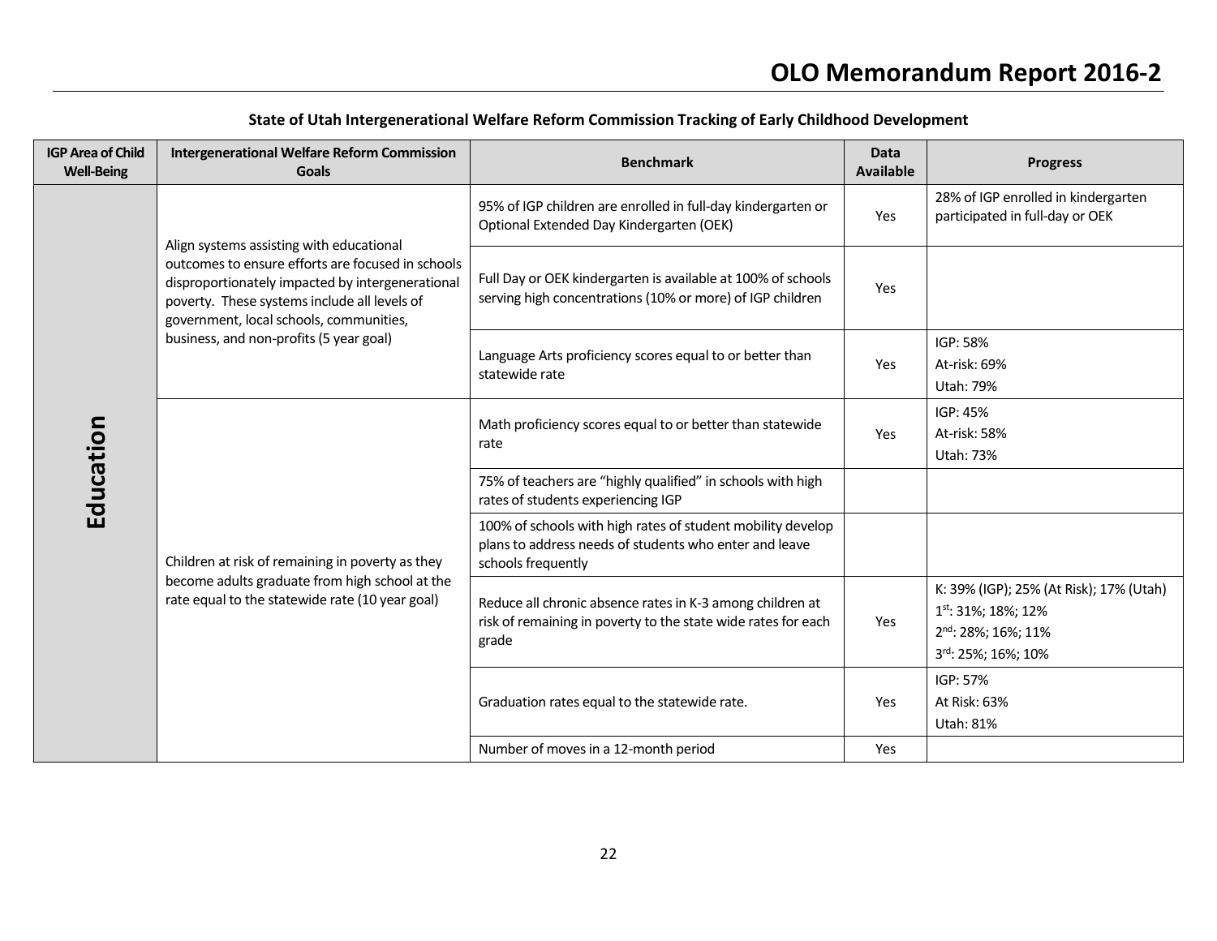**State of Utah Intergenerational Welfare Reform Commission Tracking of Early Childhood Development**

| IGP Area of Child Well-Being | Intergenerational Welfare Reform Commission Goals | Benchmark | Data Available | Progress |
|---|---|---|---|---|
| **Education** | Align systems assisting with educational outcomes to ensure efforts are focused in schools disproportionately impacted by intergenerational poverty. These systems include all levels of government, local schools, communities, business, and non-profits (5 year goal) | 95% of IGP children are enrolled in full-day kindergarten or Optional Extended Day Kindergarten (OEK) | Yes | 28% of IGP enrolled in kindergarten participated in full-day or OEK |
| | | Full Day or OEK kindergarten is available at 100% of schools serving high concentrations (10% or more) of IGP children | Yes | |
| | | Language Arts proficiency scores equal to or better than statewide rate | Yes | IGP: 58%<br>At-risk: 69%<br>Utah: 79% |
| | Children at risk of remaining in poverty as they become adults graduate from high school at the rate equal to the statewide rate (10 year goal) | Math proficiency scores equal to or better than statewide rate | Yes | IGP: 45%<br>At-risk: 58%<br>Utah: 73% |
| | | 75% of teachers are "highly qualified" in schools with high rates of students experiencing IGP | | |
| | | 100% of schools with high rates of student mobility develop plans to address needs of students who enter and leave schools frequently | | |
| | | Reduce all chronic absence rates in K-3 among children at risk of remaining in poverty to the state wide rates for each grade | Yes | K: 39% (IGP); 25% (At Risk); 17% (Utah)<br>1st: 31%; 18%; 12%<br>2nd: 28%; 16%; 11%<br>3rd: 25%; 16%; 10% |
| | | Graduation rates equal to the statewide rate. | Yes | IGP: 57%<br>At Risk: 63%<br>Utah: 81% |
| | | Number of moves in a 12-month period | Yes | |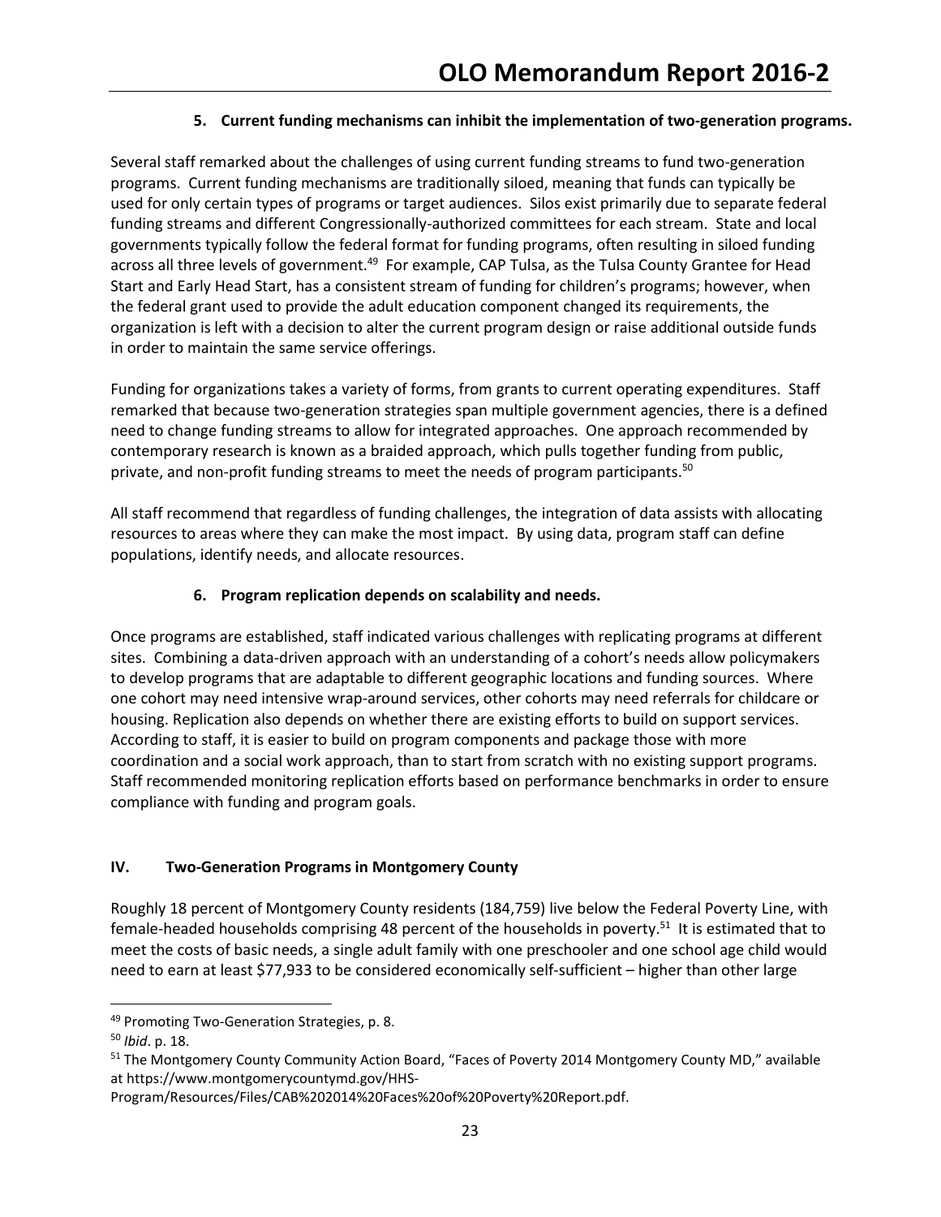### 5. Current funding mechanisms can inhibit the implementation of two-generation programs.

Several staff remarked about the challenges of using current funding streams to fund two-generation programs. Current funding mechanisms are traditionally siloed, meaning that funds can typically be used for only certain types of programs or target audiences. Silos exist primarily due to separate federal funding streams and different Congressionally-authorized committees for each stream. State and local governments typically follow the federal format for funding programs, often resulting in siloed funding across all three levels of government.[49] For example, CAP Tulsa, as the Tulsa County Grantee for Head Start and Early Head Start, has a consistent stream of funding for children's programs; however, when the federal grant used to provide the adult education component changed its requirements, the organization is left with a decision to alter the current program design or raise additional outside funds in order to maintain the same service offerings.

Funding for organizations takes a variety of forms, from grants to current operating expenditures. Staff remarked that because two-generation strategies span multiple government agencies, there is a defined need to change funding streams to allow for integrated approaches. One approach recommended by contemporary research is known as a braided approach, which pulls together funding from public, private, and non-profit funding streams to meet the needs of program participants.[50]

All staff recommend that regardless of funding challenges, the integration of data assists with allocating resources to areas where they can make the most impact. By using data, program staff can define populations, identify needs, and allocate resources.

### 6. Program replication depends on scalability and needs.

Once programs are established, staff indicated various challenges with replicating programs at different sites. Combining a data-driven approach with an understanding of a cohort's needs allow policymakers to develop programs that are adaptable to different geographic locations and funding sources. Where one cohort may need intensive wrap-around services, other cohorts may need referrals for childcare or housing. Replication also depends on whether there are existing efforts to build on support services. According to staff, it is easier to build on program components and package those with more coordination and a social work approach, than to start from scratch with no existing support programs. Staff recommended monitoring replication efforts based on performance benchmarks in order to ensure compliance with funding and program goals.

## IV. Two-Generation Programs in Montgomery County

Roughly 18 percent of Montgomery County residents (184,759) live below the Federal Poverty Line, with female-headed households comprising 48 percent of the households in poverty.[51] It is estimated that to meet the costs of basic needs, a single adult family with one preschooler and one school age child would need to earn at least $77,933 to be considered economically self-sufficient – higher than other large

---

[49] Promoting Two-Generation Strategies, p. 8.

[50] *Ibid*. p. 18.

[51] The Montgomery County Community Action Board, "Faces of Poverty 2014 Montgomery County MD," available at https://www.montgomerycountymd.gov/HHS-Program/Resources/Files/CAB%202014%20Faces%20of%20Poverty%20Report.pdf.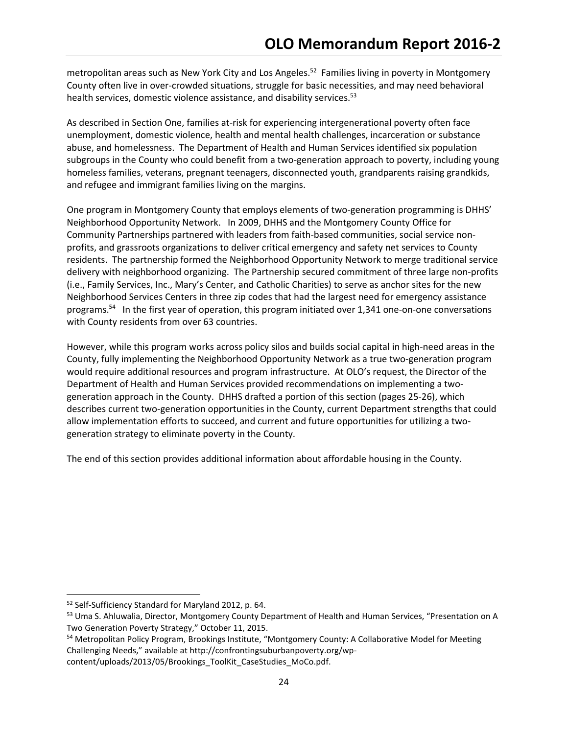metropolitan areas such as New York City and Los Angeles.[52] Families living in poverty in Montgomery County often live in over-crowded situations, struggle for basic necessities, and may need behavioral health services, domestic violence assistance, and disability services.[53]

As described in Section One, families at-risk for experiencing intergenerational poverty often face unemployment, domestic violence, health and mental health challenges, incarceration or substance abuse, and homelessness. The Department of Health and Human Services identified six population subgroups in the County who could benefit from a two-generation approach to poverty, including young homeless families, veterans, pregnant teenagers, disconnected youth, grandparents raising grandkids, and refugee and immigrant families living on the margins.

One program in Montgomery County that employs elements of two-generation programming is DHHS' Neighborhood Opportunity Network. In 2009, DHHS and the Montgomery County Office for Community Partnerships partnered with leaders from faith-based communities, social service non-profits, and grassroots organizations to deliver critical emergency and safety net services to County residents. The partnership formed the Neighborhood Opportunity Network to merge traditional service delivery with neighborhood organizing. The Partnership secured commitment of three large non-profits (i.e., Family Services, Inc., Mary's Center, and Catholic Charities) to serve as anchor sites for the new Neighborhood Services Centers in three zip codes that had the largest need for emergency assistance programs.[54] In the first year of operation, this program initiated over 1,341 one-on-one conversations with County residents from over 63 countries.

However, while this program works across policy silos and builds social capital in high-need areas in the County, fully implementing the Neighborhood Opportunity Network as a true two-generation program would require additional resources and program infrastructure. At OLO's request, the Director of the Department of Health and Human Services provided recommendations on implementing a two-generation approach in the County. DHHS drafted a portion of this section (pages 25-26), which describes current two-generation opportunities in the County, current Department strengths that could allow implementation efforts to succeed, and current and future opportunities for utilizing a two-generation strategy to eliminate poverty in the County.

The end of this section provides additional information about affordable housing in the County.

---

[52] Self-Sufficiency Standard for Maryland 2012, p. 64.

[53] Uma S. Ahluwalia, Director, Montgomery County Department of Health and Human Services, "Presentation on A Two Generation Poverty Strategy," October 11, 2015.

[54] Metropolitan Policy Program, Brookings Institute, "Montgomery County: A Collaborative Model for Meeting Challenging Needs," available at http://confrontingsuburbanpoverty.org/wp-content/uploads/2013/05/Brookings_ToolKit_CaseStudies_MoCo.pdf.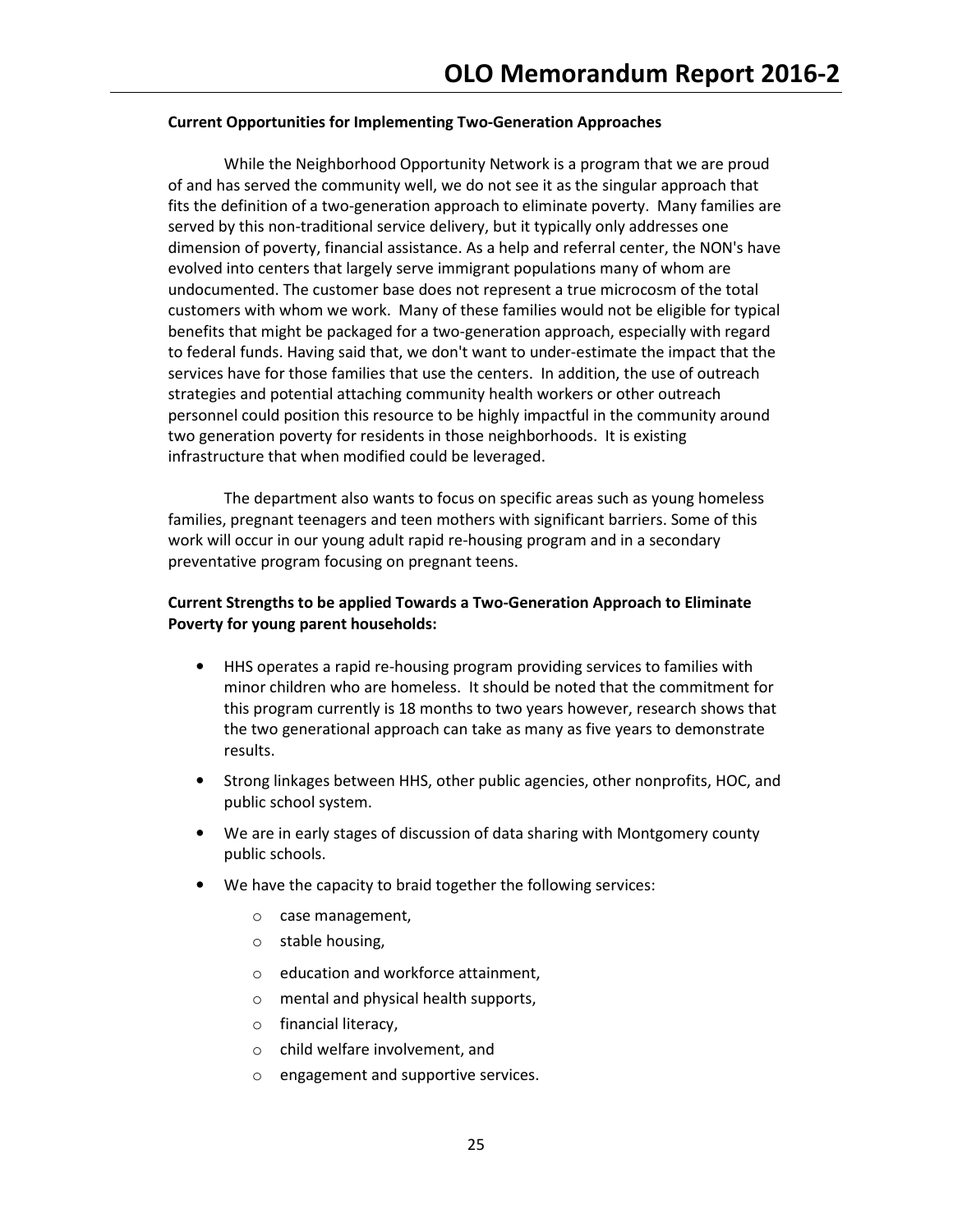**Current Opportunities for Implementing Two-Generation Approaches**

While the Neighborhood Opportunity Network is a program that we are proud of and has served the community well, we do not see it as the singular approach that fits the definition of a two-generation approach to eliminate poverty. Many families are served by this non-traditional service delivery, but it typically only addresses one dimension of poverty, financial assistance. As a help and referral center, the NON's have evolved into centers that largely serve immigrant populations many of whom are undocumented. The customer base does not represent a true microcosm of the total customers with whom we work. Many of these families would not be eligible for typical benefits that might be packaged for a two-generation approach, especially with regard to federal funds. Having said that, we don't want to under-estimate the impact that the services have for those families that use the centers. In addition, the use of outreach strategies and potential attaching community health workers or other outreach personnel could position this resource to be highly impactful in the community around two generation poverty for residents in those neighborhoods. It is existing infrastructure that when modified could be leveraged.

The department also wants to focus on specific areas such as young homeless families, pregnant teenagers and teen mothers with significant barriers. Some of this work will occur in our young adult rapid re-housing program and in a secondary preventative program focusing on pregnant teens.

**Current Strengths to be applied Towards a Two-Generation Approach to Eliminate Poverty for young parent households:**

- HHS operates a rapid re-housing program providing services to families with minor children who are homeless. It should be noted that the commitment for this program currently is 18 months to two years however, research shows that the two generational approach can take as many as five years to demonstrate results.
- Strong linkages between HHS, other public agencies, other nonprofits, HOC, and public school system.
- We are in early stages of discussion of data sharing with Montgomery county public schools.
- We have the capacity to braid together the following services:
    - case management,
    - stable housing,
    - education and workforce attainment,
    - mental and physical health supports,
    - financial literacy,
    - child welfare involvement, and
    - engagement and supportive services.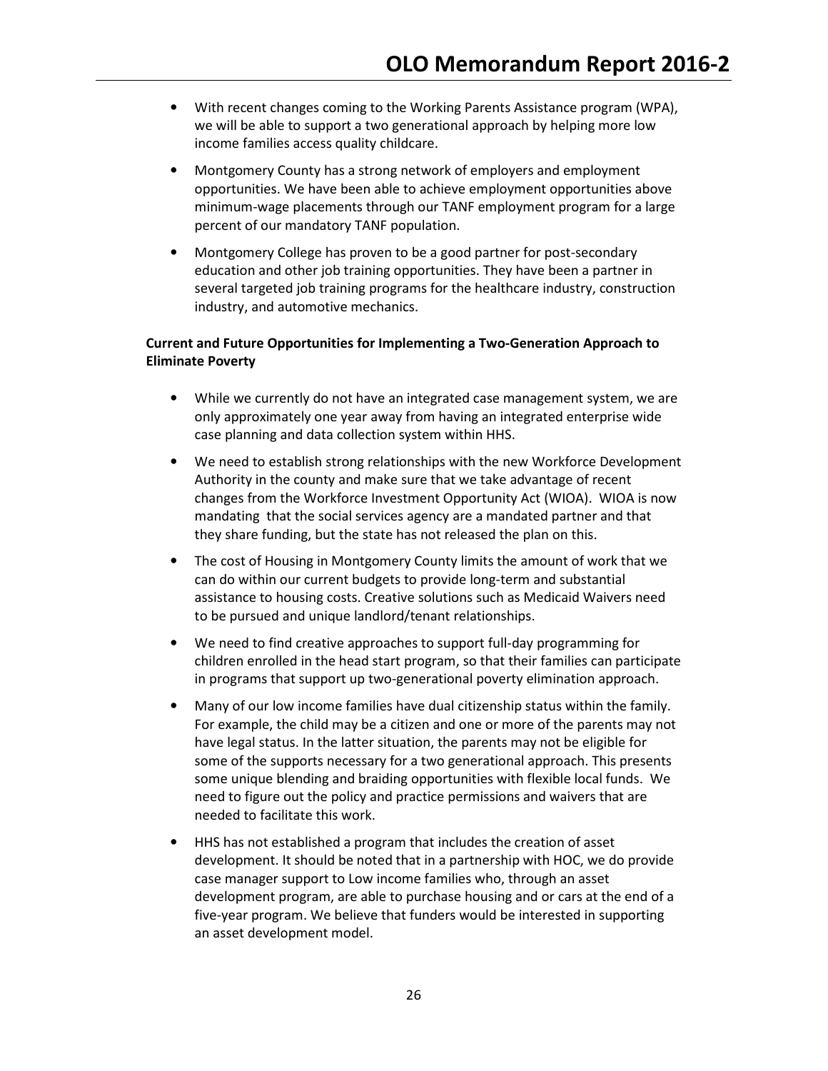- With recent changes coming to the Working Parents Assistance program (WPA), we will be able to support a two generational approach by helping more low income families access quality childcare.
- Montgomery County has a strong network of employers and employment opportunities. We have been able to achieve employment opportunities above minimum-wage placements through our TANF employment program for a large percent of our mandatory TANF population.
- Montgomery College has proven to be a good partner for post-secondary education and other job training opportunities. They have been a partner in several targeted job training programs for the healthcare industry, construction industry, and automotive mechanics.

**Current and Future Opportunities for Implementing a Two-Generation Approach to Eliminate Poverty**

- While we currently do not have an integrated case management system, we are only approximately one year away from having an integrated enterprise wide case planning and data collection system within HHS.
- We need to establish strong relationships with the new Workforce Development Authority in the county and make sure that we take advantage of recent changes from the Workforce Investment Opportunity Act (WIOA). WIOA is now mandating that the social services agency are a mandated partner and that they share funding, but the state has not released the plan on this.
- The cost of Housing in Montgomery County limits the amount of work that we can do within our current budgets to provide long-term and substantial assistance to housing costs. Creative solutions such as Medicaid Waivers need to be pursued and unique landlord/tenant relationships.
- We need to find creative approaches to support full-day programming for children enrolled in the head start program, so that their families can participate in programs that support up two-generational poverty elimination approach.
- Many of our low income families have dual citizenship status within the family. For example, the child may be a citizen and one or more of the parents may not have legal status. In the latter situation, the parents may not be eligible for some of the supports necessary for a two generational approach. This presents some unique blending and braiding opportunities with flexible local funds. We need to figure out the policy and practice permissions and waivers that are needed to facilitate this work.
- HHS has not established a program that includes the creation of asset development. It should be noted that in a partnership with HOC, we do provide case manager support to Low income families who, through an asset development program, are able to purchase housing and or cars at the end of a five-year program. We believe that funders would be interested in supporting an asset development model.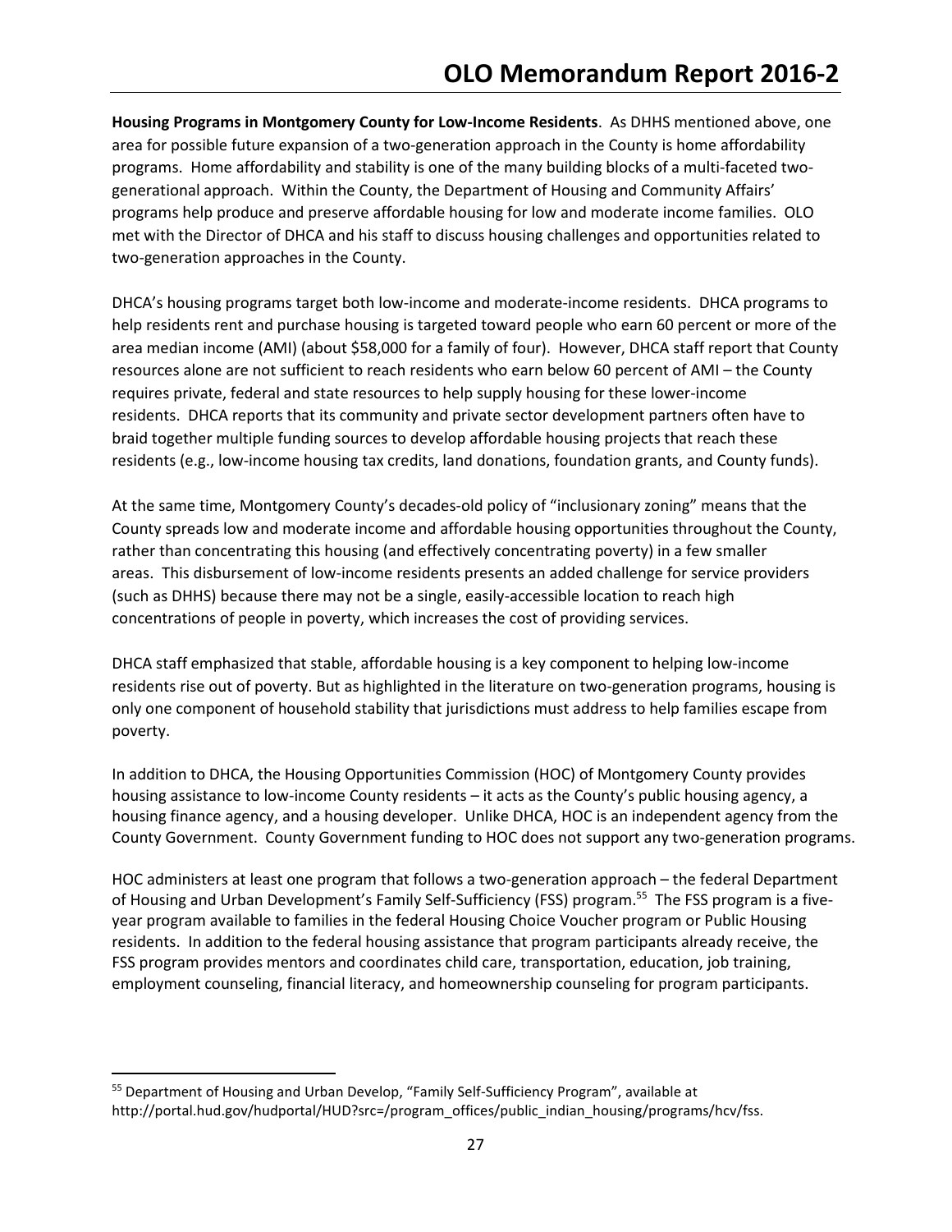**Housing Programs in Montgomery County for Low-Income Residents**. As DHHS mentioned above, one area for possible future expansion of a two-generation approach in the County is home affordability programs. Home affordability and stability is one of the many building blocks of a multi-faceted two-generational approach. Within the County, the Department of Housing and Community Affairs' programs help produce and preserve affordable housing for low and moderate income families. OLO met with the Director of DHCA and his staff to discuss housing challenges and opportunities related to two-generation approaches in the County.

DHCA's housing programs target both low-income and moderate-income residents. DHCA programs to help residents rent and purchase housing is targeted toward people who earn 60 percent or more of the area median income (AMI) (about $58,000 for a family of four). However, DHCA staff report that County resources alone are not sufficient to reach residents who earn below 60 percent of AMI – the County requires private, federal and state resources to help supply housing for these lower-income residents. DHCA reports that its community and private sector development partners often have to braid together multiple funding sources to develop affordable housing projects that reach these residents (e.g., low-income housing tax credits, land donations, foundation grants, and County funds).

At the same time, Montgomery County's decades-old policy of "inclusionary zoning" means that the County spreads low and moderate income and affordable housing opportunities throughout the County, rather than concentrating this housing (and effectively concentrating poverty) in a few smaller areas. This disbursement of low-income residents presents an added challenge for service providers (such as DHHS) because there may not be a single, easily-accessible location to reach high concentrations of people in poverty, which increases the cost of providing services.

DHCA staff emphasized that stable, affordable housing is a key component to helping low-income residents rise out of poverty. But as highlighted in the literature on two-generation programs, housing is only one component of household stability that jurisdictions must address to help families escape from poverty.

In addition to DHCA, the Housing Opportunities Commission (HOC) of Montgomery County provides housing assistance to low-income County residents – it acts as the County's public housing agency, a housing finance agency, and a housing developer. Unlike DHCA, HOC is an independent agency from the County Government. County Government funding to HOC does not support any two-generation programs.

HOC administers at least one program that follows a two-generation approach – the federal Department of Housing and Urban Development's Family Self-Sufficiency (FSS) program.[55] The FSS program is a five-year program available to families in the federal Housing Choice Voucher program or Public Housing residents. In addition to the federal housing assistance that program participants already receive, the FSS program provides mentors and coordinates child care, transportation, education, job training, employment counseling, financial literacy, and homeownership counseling for program participants.

---

[55] Department of Housing and Urban Develop, "Family Self-Sufficiency Program", available at http://portal.hud.gov/hudportal/HUD?src=/program_offices/public_indian_housing/programs/hcv/fss.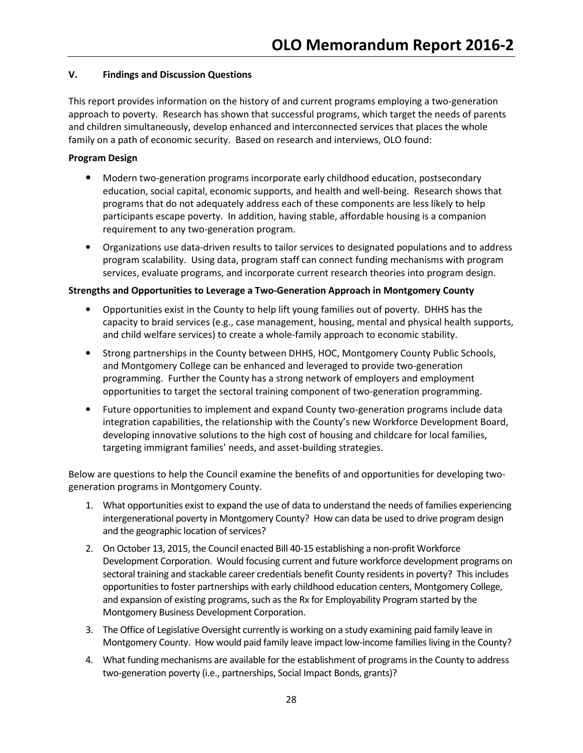## V. Findings and Discussion Questions

This report provides information on the history of and current programs employing a two-generation approach to poverty. Research has shown that successful programs, which target the needs of parents and children simultaneously, develop enhanced and interconnected services that places the whole family on a path of economic security. Based on research and interviews, OLO found:

**Program Design**

- Modern two-generation programs incorporate early childhood education, postsecondary education, social capital, economic supports, and health and well-being. Research shows that programs that do not adequately address each of these components are less likely to help participants escape poverty. In addition, having stable, affordable housing is a companion requirement to any two-generation program.
- Organizations use data-driven results to tailor services to designated populations and to address program scalability. Using data, program staff can connect funding mechanisms with program services, evaluate programs, and incorporate current research theories into program design.

**Strengths and Opportunities to Leverage a Two-Generation Approach in Montgomery County**

- Opportunities exist in the County to help lift young families out of poverty. DHHS has the capacity to braid services (e.g., case management, housing, mental and physical health supports, and child welfare services) to create a whole-family approach to economic stability.
- Strong partnerships in the County between DHHS, HOC, Montgomery County Public Schools, and Montgomery College can be enhanced and leveraged to provide two-generation programming. Further the County has a strong network of employers and employment opportunities to target the sectoral training component of two-generation programming.
- Future opportunities to implement and expand County two-generation programs include data integration capabilities, the relationship with the County's new Workforce Development Board, developing innovative solutions to the high cost of housing and childcare for local families, targeting immigrant families' needs, and asset-building strategies.

Below are questions to help the Council examine the benefits of and opportunities for developing two-generation programs in Montgomery County.

1. What opportunities exist to expand the use of data to understand the needs of families experiencing intergenerational poverty in Montgomery County? How can data be used to drive program design and the geographic location of services?
2. On October 13, 2015, the Council enacted Bill 40-15 establishing a non-profit Workforce Development Corporation. Would focusing current and future workforce development programs on sectoral training and stackable career credentials benefit County residents in poverty? This includes opportunities to foster partnerships with early childhood education centers, Montgomery College, and expansion of existing programs, such as the Rx for Employability Program started by the Montgomery Business Development Corporation.
3. The Office of Legislative Oversight currently is working on a study examining paid family leave in Montgomery County. How would paid family leave impact low-income families living in the County?
4. What funding mechanisms are available for the establishment of programs in the County to address two-generation poverty (i.e., partnerships, Social Impact Bonds, grants)?